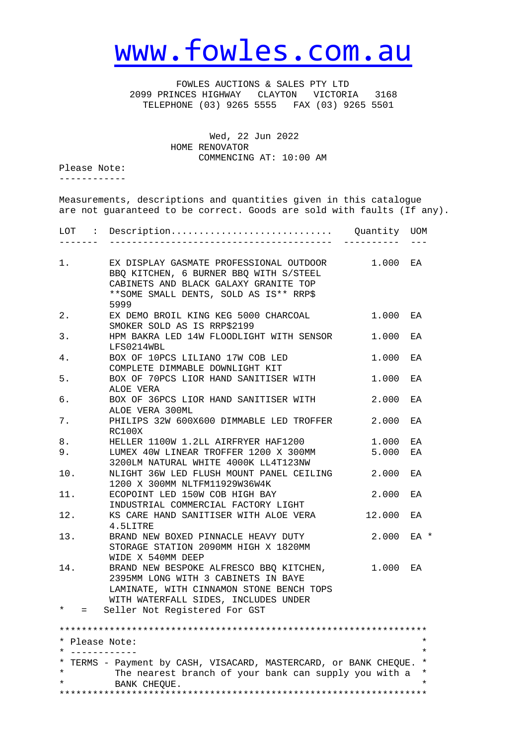# www.fowles.com.au

FOWLES AUCTIONS & SALES PTY LTD
2099 PRINCES HIGHWAY CLAYTON VICTORIA 3168
TELEPHONE (03) 9265 5555 FAX (03) 9265 5501

Wed, 22 Jun 2022
HOME RENOVATOR
COMMENCING AT: 10:00 AM

Please Note:
------------

Measurements, descriptions and quantities given in this catalogue are not guaranteed to be correct. Goods are sold with faults (If any).

| LOT | Description | Quantity | UOM |
|---|---|---|---|
| 1. | EX DISPLAY GASMATE PROFESSIONAL OUTDOOR BBQ KITCHEN, 6 BURNER BBQ WITH S/STEEL CABINETS AND BLACK GALAXY GRANITE TOP **SOME SMALL DENTS, SOLD AS IS** RRP$ 5999 | 1.000 | EA |
| 2. | EX DEMO BROIL KING KEG 5000 CHARCOAL SMOKER SOLD AS IS RRP$2199 | 1.000 | EA |
| 3. | HPM BAKRA LED 14W FLOODLIGHT WITH SENSOR LFS0214WBL | 1.000 | EA |
| 4. | BOX OF 10PCS LILIANO 17W COB LED COMPLETE DIMMABLE DOWNLIGHT KIT | 1.000 | EA |
| 5. | BOX OF 70PCS LIOR HAND SANITISER WITH ALOE VERA | 1.000 | EA |
| 6. | BOX OF 36PCS LIOR HAND SANITISER WITH ALOE VERA 300ML | 2.000 | EA |
| 7. | PHILIPS 32W 600X600 DIMMABLE LED TROFFER RC100X | 2.000 | EA |
| 8. | HELLER 1100W 1.2LL AIRFRYER HAF1200 | 1.000 | EA |
| 9. | LUMEX 40W LINEAR TROFFER 1200 X 300MM 3200LM NATURAL WHITE 4000K LL4T123NW | 5.000 | EA |
| 10. | NLIGHT 36W LED FLUSH MOUNT PANEL CEILING 1200 X 300MM NLTFM11929W36W4K | 2.000 | EA |
| 11. | ECOPOINT LED 150W COB HIGH BAY INDUSTRIAL COMMERCIAL FACTORY LIGHT | 2.000 | EA |
| 12. | KS CARE HAND SANITISER WITH ALOE VERA 4.5LITRE | 12.000 | EA |
| 13. | BRAND NEW BOXED PINNACLE HEAVY DUTY STORAGE STATION 2090MM HIGH X 1820MM WIDE X 540MM DEEP | 2.000 | EA * |
| 14. | BRAND NEW BESPOKE ALFRESCO BBQ KITCHEN, 2395MM LONG WITH 3 CABINETS IN BAYE LAMINATE, WITH CINNAMON STONE BENCH TOPS WITH WATERFALL SIDES, INCLUDES UNDER | 1.000 | EA |

\* = Seller Not Registered For GST

**Please Note:**

TERMS - Payment by CASH, VISACARD, MASTERCARD, or BANK CHEQUE. The nearest branch of your bank can supply you with a BANK CHEQUE.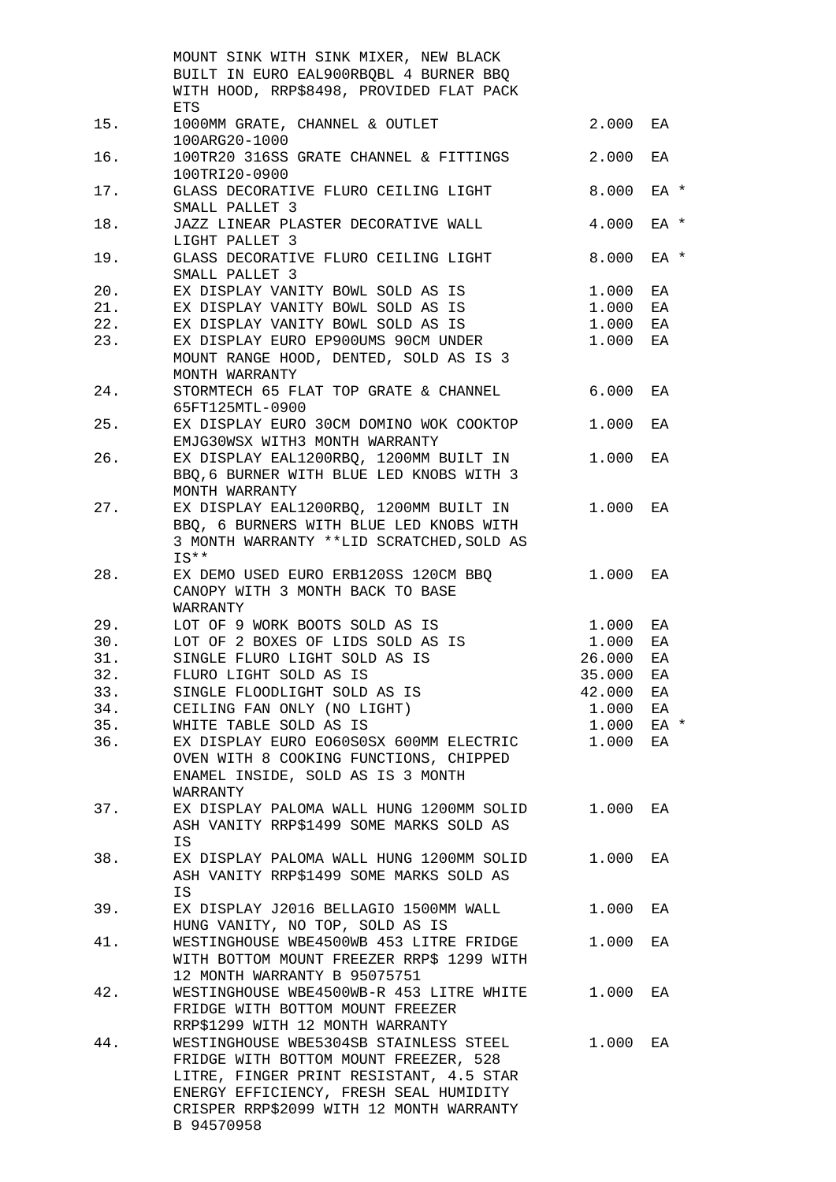| | | | |
|---|---|---|---|
| | MOUNT SINK WITH SINK MIXER, NEW BLACK BUILT IN EURO EAL900RBQBL 4 BURNER BBQ WITH HOOD, RRP$8498, PROVIDED FLAT PACK ETS | | |
| 15. | 1000MM GRATE, CHANNEL & OUTLET 100ARG20-1000 | 2.000 | EA |
| 16. | 100TR20 316SS GRATE CHANNEL & FITTINGS 100TRI20-0900 | 2.000 | EA |
| 17. | GLASS DECORATIVE FLURO CEILING LIGHT SMALL PALLET 3 | 8.000 | EA * |
| 18. | JAZZ LINEAR PLASTER DECORATIVE WALL LIGHT PALLET 3 | 4.000 | EA * |
| 19. | GLASS DECORATIVE FLURO CEILING LIGHT SMALL PALLET 3 | 8.000 | EA * |
| 20. | EX DISPLAY VANITY BOWL SOLD AS IS | 1.000 | EA |
| 21. | EX DISPLAY VANITY BOWL SOLD AS IS | 1.000 | EA |
| 22. | EX DISPLAY VANITY BOWL SOLD AS IS | 1.000 | EA |
| 23. | EX DISPLAY EURO EP900UMS 90CM UNDER MOUNT RANGE HOOD, DENTED, SOLD AS IS 3 MONTH WARRANTY | 1.000 | EA |
| 24. | STORMTECH 65 FLAT TOP GRATE & CHANNEL 65FT125MTL-0900 | 6.000 | EA |
| 25. | EX DISPLAY EURO 30CM DOMINO WOK COOKTOP EMJG30WSX WITH3 MONTH WARRANTY | 1.000 | EA |
| 26. | EX DISPLAY EAL1200RBQ, 1200MM BUILT IN BBQ,6 BURNER WITH BLUE LED KNOBS WITH 3 MONTH WARRANTY | 1.000 | EA |
| 27. | EX DISPLAY EAL1200RBQ, 1200MM BUILT IN BBQ, 6 BURNERS WITH BLUE LED KNOBS WITH 3 MONTH WARRANTY **LID SCRATCHED,SOLD AS IS** | 1.000 | EA |
| 28. | EX DEMO USED EURO ERB120SS 120CM BBQ CANOPY WITH 3 MONTH BACK TO BASE WARRANTY | 1.000 | EA |
| 29. | LOT OF 9 WORK BOOTS SOLD AS IS | 1.000 | EA |
| 30. | LOT OF 2 BOXES OF LIDS SOLD AS IS | 1.000 | EA |
| 31. | SINGLE FLURO LIGHT SOLD AS IS | 26.000 | EA |
| 32. | FLURO LIGHT SOLD AS IS | 35.000 | EA |
| 33. | SINGLE FLOODLIGHT SOLD AS IS | 42.000 | EA |
| 34. | CEILING FAN ONLY (NO LIGHT) | 1.000 | EA |
| 35. | WHITE TABLE SOLD AS IS | 1.000 | EA * |
| 36. | EX DISPLAY EURO EO60S0SX 600MM ELECTRIC OVEN WITH 8 COOKING FUNCTIONS, CHIPPED ENAMEL INSIDE, SOLD AS IS 3 MONTH WARRANTY | 1.000 | EA |
| 37. | EX DISPLAY PALOMA WALL HUNG 1200MM SOLID ASH VANITY RRP$1499 SOME MARKS SOLD AS IS | 1.000 | EA |
| 38. | EX DISPLAY PALOMA WALL HUNG 1200MM SOLID ASH VANITY RRP$1499 SOME MARKS SOLD AS IS | 1.000 | EA |
| 39. | EX DISPLAY J2016 BELLAGIO 1500MM WALL HUNG VANITY, NO TOP, SOLD AS IS | 1.000 | EA |
| 41. | WESTINGHOUSE WBE4500WB 453 LITRE FRIDGE WITH BOTTOM MOUNT FREEZER RRP$ 1299 WITH 12 MONTH WARRANTY B 95075751 | 1.000 | EA |
| 42. | WESTINGHOUSE WBE4500WB-R 453 LITRE WHITE FRIDGE WITH BOTTOM MOUNT FREEZER RRP$1299 WITH 12 MONTH WARRANTY | 1.000 | EA |
| 44. | WESTINGHOUSE WBE5304SB STAINLESS STEEL FRIDGE WITH BOTTOM MOUNT FREEZER, 528 LITRE, FINGER PRINT RESISTANT, 4.5 STAR ENERGY EFFICIENCY, FRESH SEAL HUMIDITY CRISPER RRP$2099 WITH 12 MONTH WARRANTY B 94570958 | 1.000 | EA |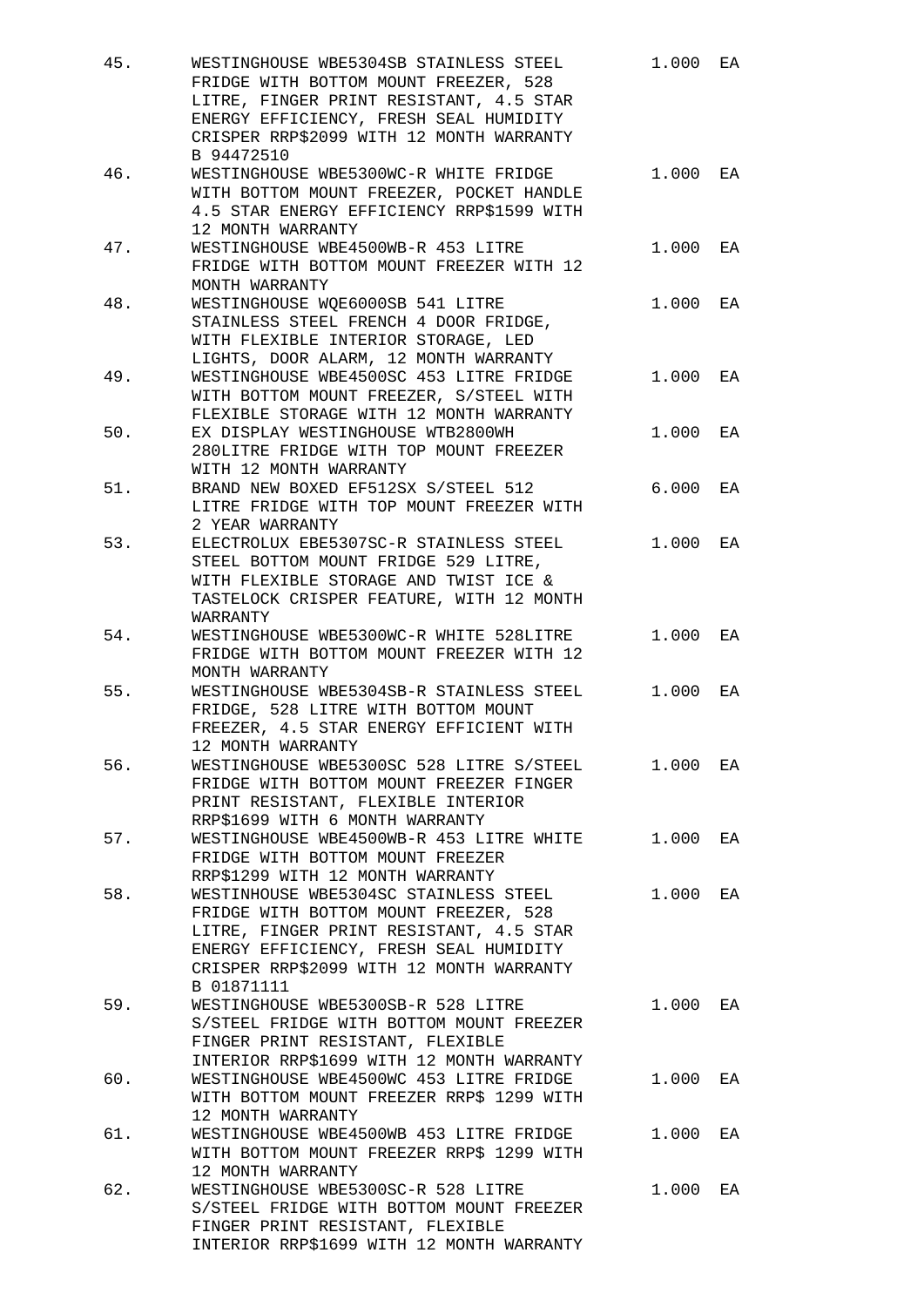| | | | |
|---|---|---|---|
| 45. | WESTINGHOUSE WBE5304SB STAINLESS STEEL FRIDGE WITH BOTTOM MOUNT FREEZER, 528 LITRE, FINGER PRINT RESISTANT, 4.5 STAR ENERGY EFFICIENCY, FRESH SEAL HUMIDITY CRISPER RRP$2099 WITH 12 MONTH WARRANTY B 94472510 | 1.000 | EA |
| 46. | WESTINGHOUSE WBE5300WC-R WHITE FRIDGE WITH BOTTOM MOUNT FREEZER, POCKET HANDLE 4.5 STAR ENERGY EFFICIENCY RRP$1599 WITH 12 MONTH WARRANTY | 1.000 | EA |
| 47. | WESTINGHOUSE WBE4500WB-R 453 LITRE FRIDGE WITH BOTTOM MOUNT FREEZER WITH 12 MONTH WARRANTY | 1.000 | EA |
| 48. | WESTINGHOUSE WQE6000SB 541 LITRE STAINLESS STEEL FRENCH 4 DOOR FRIDGE, WITH FLEXIBLE INTERIOR STORAGE, LED LIGHTS, DOOR ALARM, 12 MONTH WARRANTY | 1.000 | EA |
| 49. | WESTINGHOUSE WBE4500SC 453 LITRE FRIDGE WITH BOTTOM MOUNT FREEZER, S/STEEL WITH FLEXIBLE STORAGE WITH 12 MONTH WARRANTY | 1.000 | EA |
| 50. | EX DISPLAY WESTINGHOUSE WTB2800WH 280LITRE FRIDGE WITH TOP MOUNT FREEZER WITH 12 MONTH WARRANTY | 1.000 | EA |
| 51. | BRAND NEW BOXED EF512SX S/STEEL 512 LITRE FRIDGE WITH TOP MOUNT FREEZER WITH 2 YEAR WARRANTY | 6.000 | EA |
| 53. | ELECTROLUX EBE5307SC-R STAINLESS STEEL STEEL BOTTOM MOUNT FRIDGE 529 LITRE, WITH FLEXIBLE STORAGE AND TWIST ICE & TASTELOCK CRISPER FEATURE, WITH 12 MONTH WARRANTY | 1.000 | EA |
| 54. | WESTINGHOUSE WBE5300WC-R WHITE 528LITRE FRIDGE WITH BOTTOM MOUNT FREEZER WITH 12 MONTH WARRANTY | 1.000 | EA |
| 55. | WESTINGHOUSE WBE5304SB-R STAINLESS STEEL FRIDGE, 528 LITRE WITH BOTTOM MOUNT FREEZER, 4.5 STAR ENERGY EFFICIENT WITH 12 MONTH WARRANTY | 1.000 | EA |
| 56. | WESTINGHOUSE WBE5300SC 528 LITRE S/STEEL FRIDGE WITH BOTTOM MOUNT FREEZER FINGER PRINT RESISTANT, FLEXIBLE INTERIOR RRP$1699 WITH 6 MONTH WARRANTY | 1.000 | EA |
| 57. | WESTINGHOUSE WBE4500WB-R 453 LITRE WHITE FRIDGE WITH BOTTOM MOUNT FREEZER RRP$1299 WITH 12 MONTH WARRANTY | 1.000 | EA |
| 58. | WESTINHOUSE WBE5304SC STAINLESS STEEL FRIDGE WITH BOTTOM MOUNT FREEZER, 528 LITRE, FINGER PRINT RESISTANT, 4.5 STAR ENERGY EFFICIENCY, FRESH SEAL HUMIDITY CRISPER RRP$2099 WITH 12 MONTH WARRANTY B 01871111 | 1.000 | EA |
| 59. | WESTINGHOUSE WBE5300SB-R 528 LITRE S/STEEL FRIDGE WITH BOTTOM MOUNT FREEZER FINGER PRINT RESISTANT, FLEXIBLE INTERIOR RRP$1699 WITH 12 MONTH WARRANTY | 1.000 | EA |
| 60. | WESTINGHOUSE WBE4500WC 453 LITRE FRIDGE WITH BOTTOM MOUNT FREEZER RRP$ 1299 WITH 12 MONTH WARRANTY | 1.000 | EA |
| 61. | WESTINGHOUSE WBE4500WB 453 LITRE FRIDGE WITH BOTTOM MOUNT FREEZER RRP$ 1299 WITH 12 MONTH WARRANTY | 1.000 | EA |
| 62. | WESTINGHOUSE WBE5300SC-R 528 LITRE S/STEEL FRIDGE WITH BOTTOM MOUNT FREEZER FINGER PRINT RESISTANT, FLEXIBLE INTERIOR RRP$1699 WITH 12 MONTH WARRANTY | 1.000 | EA |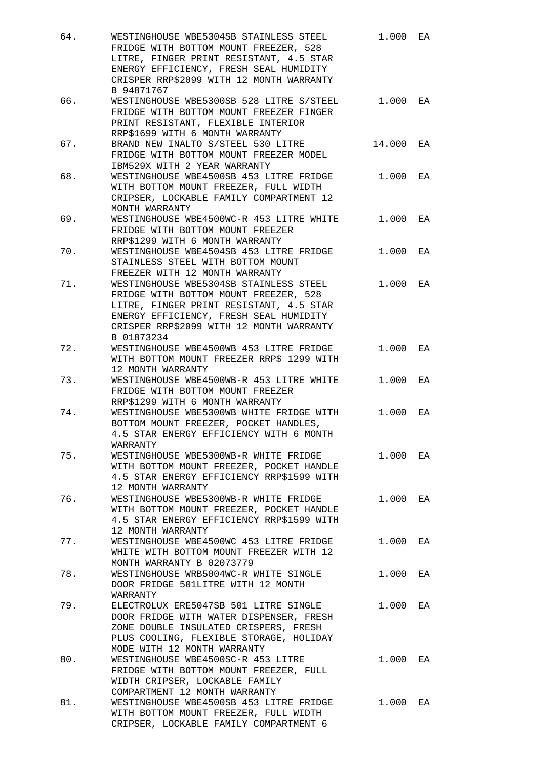| | | | |
|---|---|---|---|
| 64. | WESTINGHOUSE WBE5304SB STAINLESS STEEL FRIDGE WITH BOTTOM MOUNT FREEZER, 528 LITRE, FINGER PRINT RESISTANT, 4.5 STAR ENERGY EFFICIENCY, FRESH SEAL HUMIDITY CRISPER RRP$2099 WITH 12 MONTH WARRANTY B 94871767 | 1.000 | EA |
| 66. | WESTINGHOUSE WBE5300SB 528 LITRE S/STEEL FRIDGE WITH BOTTOM MOUNT FREEZER FINGER PRINT RESISTANT, FLEXIBLE INTERIOR RRP$1699 WITH 6 MONTH WARRANTY | 1.000 | EA |
| 67. | BRAND NEW INALTO S/STEEL 530 LITRE FRIDGE WITH BOTTOM MOUNT FREEZER MODEL IBM529X WITH 2 YEAR WARRANTY | 14.000 | EA |
| 68. | WESTINGHOUSE WBE4500SB 453 LITRE FRIDGE WITH BOTTOM MOUNT FREEZER, FULL WIDTH CRIPSER, LOCKABLE FAMILY COMPARTMENT 12 MONTH WARRANTY | 1.000 | EA |
| 69. | WESTINGHOUSE WBE4500WC-R 453 LITRE WHITE FRIDGE WITH BOTTOM MOUNT FREEZER RRP$1299 WITH 6 MONTH WARRANTY | 1.000 | EA |
| 70. | WESTINGHOUSE WBE4504SB 453 LITRE FRIDGE STAINLESS STEEL WITH BOTTOM MOUNT FREEZER WITH 12 MONTH WARRANTY | 1.000 | EA |
| 71. | WESTINGHOUSE WBE5304SB STAINLESS STEEL FRIDGE WITH BOTTOM MOUNT FREEZER, 528 LITRE, FINGER PRINT RESISTANT, 4.5 STAR ENERGY EFFICIENCY, FRESH SEAL HUMIDITY CRISPER RRP$2099 WITH 12 MONTH WARRANTY B 01873234 | 1.000 | EA |
| 72. | WESTINGHOUSE WBE4500WB 453 LITRE FRIDGE WITH BOTTOM MOUNT FREEZER RRP$ 1299 WITH 12 MONTH WARRANTY | 1.000 | EA |
| 73. | WESTINGHOUSE WBE4500WB-R 453 LITRE WHITE FRIDGE WITH BOTTOM MOUNT FREEZER RRP$1299 WITH 6 MONTH WARRANTY | 1.000 | EA |
| 74. | WESTINGHOUSE WBE5300WB WHITE FRIDGE WITH BOTTOM MOUNT FREEZER, POCKET HANDLES, 4.5 STAR ENERGY EFFICIENCY WITH 6 MONTH WARRANTY | 1.000 | EA |
| 75. | WESTINGHOUSE WBE5300WB-R WHITE FRIDGE WITH BOTTOM MOUNT FREEZER, POCKET HANDLE 4.5 STAR ENERGY EFFICIENCY RRP$1599 WITH 12 MONTH WARRANTY | 1.000 | EA |
| 76. | WESTINGHOUSE WBE5300WB-R WHITE FRIDGE WITH BOTTOM MOUNT FREEZER, POCKET HANDLE 4.5 STAR ENERGY EFFICIENCY RRP$1599 WITH 12 MONTH WARRANTY | 1.000 | EA |
| 77. | WESTINGHOUSE WBE4500WC 453 LITRE FRIDGE WHITE WITH BOTTOM MOUNT FREEZER WITH 12 MONTH WARRANTY B 02073779 | 1.000 | EA |
| 78. | WESTINGHOUSE WRB5004WC-R WHITE SINGLE DOOR FRIDGE 501LITRE WITH 12 MONTH WARRANTY | 1.000 | EA |
| 79. | ELECTROLUX ERE5047SB 501 LITRE SINGLE DOOR FRIDGE WITH WATER DISPENSER, FRESH ZONE DOUBLE INSULATED CRISPERS, FRESH PLUS COOLING, FLEXIBLE STORAGE, HOLIDAY MODE WITH 12 MONTH WARRANTY | 1.000 | EA |
| 80. | WESTINGHOUSE WBE4500SC-R 453 LITRE FRIDGE WITH BOTTOM MOUNT FREEZER, FULL WIDTH CRIPSER, LOCKABLE FAMILY COMPARTMENT 12 MONTH WARRANTY | 1.000 | EA |
| 81. | WESTINGHOUSE WBE4500SB 453 LITRE FRIDGE WITH BOTTOM MOUNT FREEZER, FULL WIDTH CRIPSER, LOCKABLE FAMILY COMPARTMENT 6 | 1.000 | EA |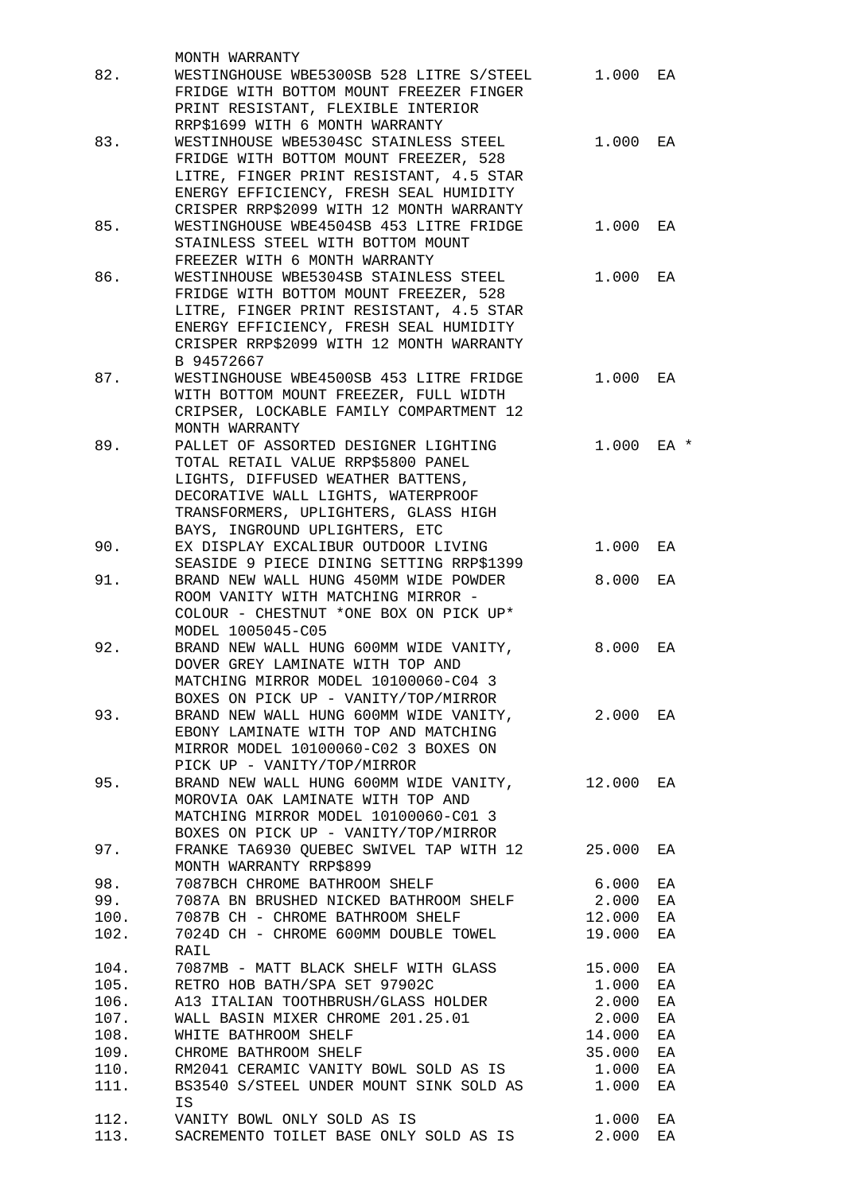| | | | |
|---|---|---|---|
| | MONTH WARRANTY | | |
| 82. | WESTINGHOUSE WBE5300SB 528 LITRE S/STEEL FRIDGE WITH BOTTOM MOUNT FREEZER FINGER PRINT RESISTANT, FLEXIBLE INTERIOR RRP$1699 WITH 6 MONTH WARRANTY | 1.000 | EA |
| 83. | WESTINHOUSE WBE5304SC STAINLESS STEEL FRIDGE WITH BOTTOM MOUNT FREEZER, 528 LITRE, FINGER PRINT RESISTANT, 4.5 STAR ENERGY EFFICIENCY, FRESH SEAL HUMIDITY CRISPER RRP$2099 WITH 12 MONTH WARRANTY | 1.000 | EA |
| 85. | WESTINGHOUSE WBE4504SB 453 LITRE FRIDGE STAINLESS STEEL WITH BOTTOM MOUNT FREEZER WITH 6 MONTH WARRANTY | 1.000 | EA |
| 86. | WESTINHOUSE WBE5304SB STAINLESS STEEL FRIDGE WITH BOTTOM MOUNT FREEZER, 528 LITRE, FINGER PRINT RESISTANT, 4.5 STAR ENERGY EFFICIENCY, FRESH SEAL HUMIDITY CRISPER RRP$2099 WITH 12 MONTH WARRANTY B 94572667 | 1.000 | EA |
| 87. | WESTINGHOUSE WBE4500SB 453 LITRE FRIDGE WITH BOTTOM MOUNT FREEZER, FULL WIDTH CRIPSER, LOCKABLE FAMILY COMPARTMENT 12 MONTH WARRANTY | 1.000 | EA |
| 89. | PALLET OF ASSORTED DESIGNER LIGHTING TOTAL RETAIL VALUE RRP$5800 PANEL LIGHTS, DIFFUSED WEATHER BATTENS, DECORATIVE WALL LIGHTS, WATERPROOF TRANSFORMERS, UPLIGHTERS, GLASS HIGH BAYS, INGROUND UPLIGHTERS, ETC | 1.000 | EA * |
| 90. | EX DISPLAY EXCALIBUR OUTDOOR LIVING SEASIDE 9 PIECE DINING SETTING RRP$1399 | 1.000 | EA |
| 91. | BRAND NEW WALL HUNG 450MM WIDE POWDER ROOM VANITY WITH MATCHING MIRROR - COLOUR - CHESTNUT *ONE BOX ON PICK UP* MODEL 1005045-C05 | 8.000 | EA |
| 92. | BRAND NEW WALL HUNG 600MM WIDE VANITY, DOVER GREY LAMINATE WITH TOP AND MATCHING MIRROR MODEL 10100060-C04 3 BOXES ON PICK UP - VANITY/TOP/MIRROR | 8.000 | EA |
| 93. | BRAND NEW WALL HUNG 600MM WIDE VANITY, EBONY LAMINATE WITH TOP AND MATCHING MIRROR MODEL 10100060-C02 3 BOXES ON PICK UP - VANITY/TOP/MIRROR | 2.000 | EA |
| 95. | BRAND NEW WALL HUNG 600MM WIDE VANITY, MOROVIA OAK LAMINATE WITH TOP AND MATCHING MIRROR MODEL 10100060-C01 3 BOXES ON PICK UP - VANITY/TOP/MIRROR | 12.000 | EA |
| 97. | FRANKE TA6930 QUEBEC SWIVEL TAP WITH 12 MONTH WARRANTY RRP$899 | 25.000 | EA |
| 98. | 7087BCH CHROME BATHROOM SHELF | 6.000 | EA |
| 99. | 7087A BN BRUSHED NICKED BATHROOM SHELF | 2.000 | EA |
| 100. | 7087B CH - CHROME BATHROOM SHELF | 12.000 | EA |
| 102. | 7024D CH - CHROME 600MM DOUBLE TOWEL RAIL | 19.000 | EA |
| 104. | 7087MB - MATT BLACK SHELF WITH GLASS | 15.000 | EA |
| 105. | RETRO HOB BATH/SPA SET 97902C | 1.000 | EA |
| 106. | A13 ITALIAN TOOTHBRUSH/GLASS HOLDER | 2.000 | EA |
| 107. | WALL BASIN MIXER CHROME 201.25.01 | 2.000 | EA |
| 108. | WHITE BATHROOM SHELF | 14.000 | EA |
| 109. | CHROME BATHROOM SHELF | 35.000 | EA |
| 110. | RM2041 CERAMIC VANITY BOWL SOLD AS IS | 1.000 | EA |
| 111. | BS3540 S/STEEL UNDER MOUNT SINK SOLD AS IS | 1.000 | EA |
| 112. | VANITY BOWL ONLY SOLD AS IS | 1.000 | EA |
| 113. | SACREMENTO TOILET BASE ONLY SOLD AS IS | 2.000 | EA |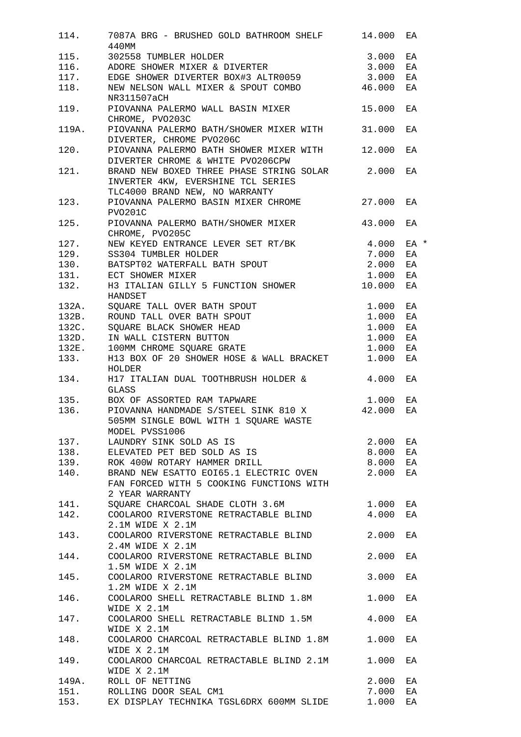| | | | |
|---|---|---|---|
| 114. | 7087A BRG - BRUSHED GOLD BATHROOM SHELF 440MM | 14.000 | EA |
| 115. | 302558 TUMBLER HOLDER | 3.000 | EA |
| 116. | ADORE SHOWER MIXER & DIVERTER | 3.000 | EA |
| 117. | EDGE SHOWER DIVERTER BOX#3 ALTR0059 | 3.000 | EA |
| 118. | NEW NELSON WALL MIXER & SPOUT COMBO NR311507aCH | 46.000 | EA |
| 119. | PIOVANNA PALERMO WALL BASIN MIXER CHROME, PVO203C | 15.000 | EA |
| 119A. | PIOVANNA PALERMO BATH/SHOWER MIXER WITH DIVERTER, CHROME PVO206C | 31.000 | EA |
| 120. | PIOVANNA PALERMO BATH SHOWER MIXER WITH DIVERTER CHROME & WHITE PVO206CPW | 12.000 | EA |
| 121. | BRAND NEW BOXED THREE PHASE STRING SOLAR INVERTER 4KW, EVERSHINE TCL SERIES TLC4000 BRAND NEW, NO WARRANTY | 2.000 | EA |
| 123. | PIOVANNA PALERMO BASIN MIXER CHROME PVO201C | 27.000 | EA |
| 125. | PIOVANNA PALERMO BATH/SHOWER MIXER CHROME, PVO205C | 43.000 | EA |
| 127. | NEW KEYED ENTRANCE LEVER SET RT/BK | 4.000 | EA * |
| 129. | SS304 TUMBLER HOLDER | 7.000 | EA |
| 130. | BATSPT02 WATERFALL BATH SPOUT | 2.000 | EA |
| 131. | ECT SHOWER MIXER | 1.000 | EA |
| 132. | H3 ITALIAN GILLY 5 FUNCTION SHOWER HANDSET | 10.000 | EA |
| 132A. | SQUARE TALL OVER BATH SPOUT | 1.000 | EA |
| 132B. | ROUND TALL OVER BATH SPOUT | 1.000 | EA |
| 132C. | SQUARE BLACK SHOWER HEAD | 1.000 | EA |
| 132D. | IN WALL CISTERN BUTTON | 1.000 | EA |
| 132E. | 100MM CHROME SQUARE GRATE | 1.000 | EA |
| 133. | H13 BOX OF 20 SHOWER HOSE & WALL BRACKET HOLDER | 1.000 | EA |
| 134. | H17 ITALIAN DUAL TOOTHBRUSH HOLDER & GLASS | 4.000 | EA |
| 135. | BOX OF ASSORTED RAM TAPWARE | 1.000 | EA |
| 136. | PIOVANNA HANDMADE S/STEEL SINK 810 X 505MM SINGLE BOWL WITH 1 SQUARE WASTE MODEL PVSS1006 | 42.000 | EA |
| 137. | LAUNDRY SINK SOLD AS IS | 2.000 | EA |
| 138. | ELEVATED PET BED SOLD AS IS | 8.000 | EA |
| 139. | ROK 400W ROTARY HAMMER DRILL | 8.000 | EA |
| 140. | BRAND NEW ESATTO EOI65.1 ELECTRIC OVEN FAN FORCED WITH 5 COOKING FUNCTIONS WITH 2 YEAR WARRANTY | 2.000 | EA |
| 141. | SQUARE CHARCOAL SHADE CLOTH 3.6M | 1.000 | EA |
| 142. | COOLAROO RIVERSTONE RETRACTABLE BLIND 2.1M WIDE X 2.1M | 4.000 | EA |
| 143. | COOLAROO RIVERSTONE RETRACTABLE BLIND 2.4M WIDE X 2.1M | 2.000 | EA |
| 144. | COOLAROO RIVERSTONE RETRACTABLE BLIND 1.5M WIDE X 2.1M | 2.000 | EA |
| 145. | COOLAROO RIVERSTONE RETRACTABLE BLIND 1.2M WIDE X 2.1M | 3.000 | EA |
| 146. | COOLAROO SHELL RETRACTABLE BLIND 1.8M WIDE X 2.1M | 1.000 | EA |
| 147. | COOLAROO SHELL RETRACTABLE BLIND 1.5M WIDE X 2.1M | 4.000 | EA |
| 148. | COOLAROO CHARCOAL RETRACTABLE BLIND 1.8M WIDE X 2.1M | 1.000 | EA |
| 149. | COOLAROO CHARCOAL RETRACTABLE BLIND 2.1M WIDE X 2.1M | 1.000 | EA |
| 149A. | ROLL OF NETTING | 2.000 | EA |
| 151. | ROLLING DOOR SEAL CM1 | 7.000 | EA |
| 153. | EX DISPLAY TECHNIKA TGSL6DRX 600MM SLIDE | 1.000 | EA |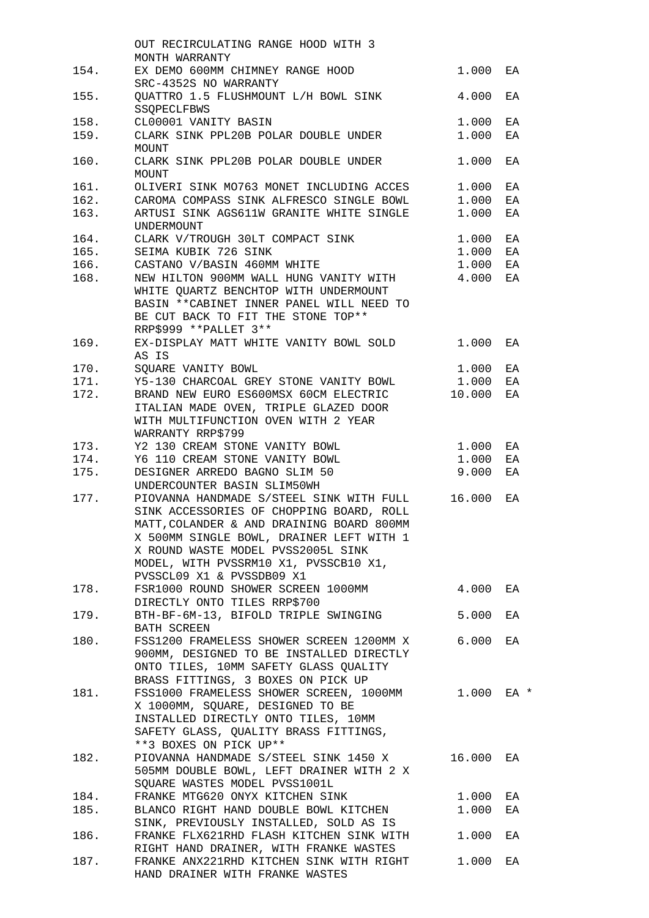| | | | |
|---|---|---|---|
| | OUT RECIRCULATING RANGE HOOD WITH 3 MONTH WARRANTY | | |
| 154. | EX DEMO 600MM CHIMNEY RANGE HOOD SRC-4352S NO WARRANTY | 1.000 | EA |
| 155. | QUATTRO 1.5 FLUSHMOUNT L/H BOWL SINK SSQPECLFBWS | 4.000 | EA |
| 158. | CL00001 VANITY BASIN | 1.000 | EA |
| 159. | CLARK SINK PPL20B POLAR DOUBLE UNDER MOUNT | 1.000 | EA |
| 160. | CLARK SINK PPL20B POLAR DOUBLE UNDER MOUNT | 1.000 | EA |
| 161. | OLIVERI SINK MO763 MONET INCLUDING ACCES | 1.000 | EA |
| 162. | CAROMA COMPASS SINK ALFRESCO SINGLE BOWL | 1.000 | EA |
| 163. | ARTUSI SINK AGS611W GRANITE WHITE SINGLE UNDERMOUNT | 1.000 | EA |
| 164. | CLARK V/TROUGH 30LT COMPACT SINK | 1.000 | EA |
| 165. | SEIMA KUBIK 726 SINK | 1.000 | EA |
| 166. | CASTANO V/BASIN 460MM WHITE | 1.000 | EA |
| 168. | NEW HILTON 900MM WALL HUNG VANITY WITH WHITE QUARTZ BENCHTOP WITH UNDERMOUNT BASIN **CABINET INNER PANEL WILL NEED TO BE CUT BACK TO FIT THE STONE TOP** RRP$999 **PALLET 3** | 4.000 | EA |
| 169. | EX-DISPLAY MATT WHITE VANITY BOWL SOLD AS IS | 1.000 | EA |
| 170. | SQUARE VANITY BOWL | 1.000 | EA |
| 171. | Y5-130 CHARCOAL GREY STONE VANITY BOWL | 1.000 | EA |
| 172. | BRAND NEW EURO ES600MSX 60CM ELECTRIC ITALIAN MADE OVEN, TRIPLE GLAZED DOOR WITH MULTIFUNCTION OVEN WITH 2 YEAR WARRANTY RRP$799 | 10.000 | EA |
| 173. | Y2 130 CREAM STONE VANITY BOWL | 1.000 | EA |
| 174. | Y6 110 CREAM STONE VANITY BOWL | 1.000 | EA |
| 175. | DESIGNER ARREDO BAGNO SLIM 50 UNDERCOUNTER BASIN SLIM50WH | 9.000 | EA |
| 177. | PIOVANNA HANDMADE S/STEEL SINK WITH FULL SINK ACCESSORIES OF CHOPPING BOARD, ROLL MATT,COLANDER & AND DRAINING BOARD 800MM X 500MM SINGLE BOWL, DRAINER LEFT WITH 1 X ROUND WASTE MODEL PVSS2005L SINK MODEL, WITH PVSSRM10 X1, PVSSCB10 X1, PVSSCL09 X1 & PVSSDB09 X1 | 16.000 | EA |
| 178. | FSR1000 ROUND SHOWER SCREEN 1000MM DIRECTLY ONTO TILES RRP$700 | 4.000 | EA |
| 179. | BTH-BF-6M-13, BIFOLD TRIPLE SWINGING BATH SCREEN | 5.000 | EA |
| 180. | FSS1200 FRAMELESS SHOWER SCREEN 1200MM X 900MM, DESIGNED TO BE INSTALLED DIRECTLY ONTO TILES, 10MM SAFETY GLASS QUALITY BRASS FITTINGS, 3 BOXES ON PICK UP | 6.000 | EA |
| 181. | FSS1000 FRAMELESS SHOWER SCREEN, 1000MM X 1000MM, SQUARE, DESIGNED TO BE INSTALLED DIRECTLY ONTO TILES, 10MM SAFETY GLASS, QUALITY BRASS FITTINGS, **3 BOXES ON PICK UP** | 1.000 | EA * |
| 182. | PIOVANNA HANDMADE S/STEEL SINK 1450 X 505MM DOUBLE BOWL, LEFT DRAINER WITH 2 X SQUARE WASTES MODEL PVSS1001L | 16.000 | EA |
| 184. | FRANKE MTG620 ONYX KITCHEN SINK | 1.000 | EA |
| 185. | BLANCO RIGHT HAND DOUBLE BOWL KITCHEN SINK, PREVIOUSLY INSTALLED, SOLD AS IS | 1.000 | EA |
| 186. | FRANKE FLX621RHD FLASH KITCHEN SINK WITH RIGHT HAND DRAINER, WITH FRANKE WASTES | 1.000 | EA |
| 187. | FRANKE ANX221RHD KITCHEN SINK WITH RIGHT HAND DRAINER WITH FRANKE WASTES | 1.000 | EA |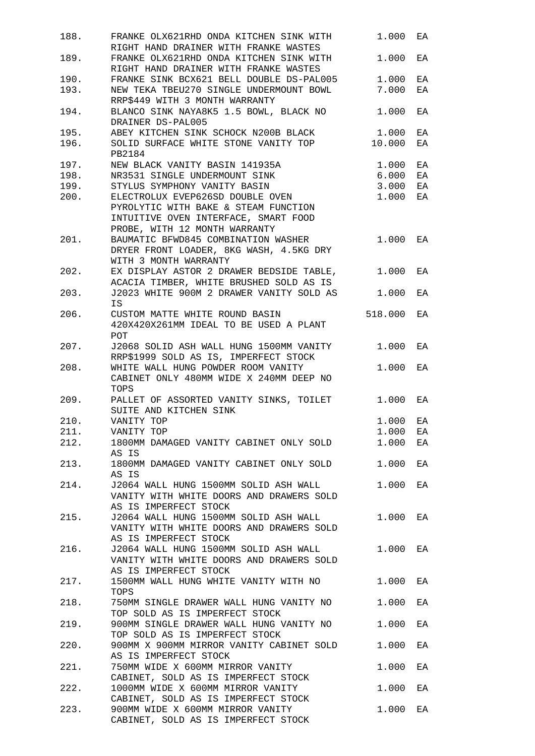| | | | |
|---|---|---|---|
| 188. | FRANKE OLX621RHD ONDA KITCHEN SINK WITH RIGHT HAND DRAINER WITH FRANKE WASTES | 1.000 | EA |
| 189. | FRANKE OLX621RHD ONDA KITCHEN SINK WITH RIGHT HAND DRAINER WITH FRANKE WASTES | 1.000 | EA |
| 190. | FRANKE SINK BCX621 BELL DOUBLE DS-PAL005 | 1.000 | EA |
| 193. | NEW TEKA TBEU270 SINGLE UNDERMOUNT BOWL RRP$449 WITH 3 MONTH WARRANTY | 7.000 | EA |
| 194. | BLANCO SINK NAYA8K5 1.5 BOWL, BLACK NO DRAINER DS-PAL005 | 1.000 | EA |
| 195. | ABEY KITCHEN SINK SCHOCK N200B BLACK | 1.000 | EA |
| 196. | SOLID SURFACE WHITE STONE VANITY TOP PB2184 | 10.000 | EA |
| 197. | NEW BLACK VANITY BASIN 141935A | 1.000 | EA |
| 198. | NR3531 SINGLE UNDERMOUNT SINK | 6.000 | EA |
| 199. | STYLUS SYMPHONY VANITY BASIN | 3.000 | EA |
| 200. | ELECTROLUX EVEP626SD DOUBLE OVEN PYROLYTIC WITH BAKE & STEAM FUNCTION INTUITIVE OVEN INTERFACE, SMART FOOD PROBE, WITH 12 MONTH WARRANTY | 1.000 | EA |
| 201. | BAUMATIC BFWD845 COMBINATION WASHER DRYER FRONT LOADER, 8KG WASH, 4.5KG DRY WITH 3 MONTH WARRANTY | 1.000 | EA |
| 202. | EX DISPLAY ASTOR 2 DRAWER BEDSIDE TABLE, ACACIA TIMBER, WHITE BRUSHED SOLD AS IS | 1.000 | EA |
| 203. | J2023 WHITE 900M 2 DRAWER VANITY SOLD AS IS | 1.000 | EA |
| 206. | CUSTOM MATTE WHITE ROUND BASIN 420X420X261MM IDEAL TO BE USED A PLANT POT | 518.000 | EA |
| 207. | J2068 SOLID ASH WALL HUNG 1500MM VANITY RRP$1999 SOLD AS IS, IMPERFECT STOCK | 1.000 | EA |
| 208. | WHITE WALL HUNG POWDER ROOM VANITY CABINET ONLY 480MM WIDE X 240MM DEEP NO TOPS | 1.000 | EA |
| 209. | PALLET OF ASSORTED VANITY SINKS, TOILET SUITE AND KITCHEN SINK | 1.000 | EA |
| 210. | VANITY TOP | 1.000 | EA |
| 211. | VANITY TOP | 1.000 | EA |
| 212. | 1800MM DAMAGED VANITY CABINET ONLY SOLD AS IS | 1.000 | EA |
| 213. | 1800MM DAMAGED VANITY CABINET ONLY SOLD AS IS | 1.000 | EA |
| 214. | J2064 WALL HUNG 1500MM SOLID ASH WALL VANITY WITH WHITE DOORS AND DRAWERS SOLD AS IS IMPERFECT STOCK | 1.000 | EA |
| 215. | J2064 WALL HUNG 1500MM SOLID ASH WALL VANITY WITH WHITE DOORS AND DRAWERS SOLD AS IS IMPERFECT STOCK | 1.000 | EA |
| 216. | J2064 WALL HUNG 1500MM SOLID ASH WALL VANITY WITH WHITE DOORS AND DRAWERS SOLD AS IS IMPERFECT STOCK | 1.000 | EA |
| 217. | 1500MM WALL HUNG WHITE VANITY WITH NO TOPS | 1.000 | EA |
| 218. | 750MM SINGLE DRAWER WALL HUNG VANITY NO TOP SOLD AS IS IMPERFECT STOCK | 1.000 | EA |
| 219. | 900MM SINGLE DRAWER WALL HUNG VANITY NO TOP SOLD AS IS IMPERFECT STOCK | 1.000 | EA |
| 220. | 900MM X 900MM MIRROR VANITY CABINET SOLD AS IS IMPERFECT STOCK | 1.000 | EA |
| 221. | 750MM WIDE X 600MM MIRROR VANITY CABINET, SOLD AS IS IMPERFECT STOCK | 1.000 | EA |
| 222. | 1000MM WIDE X 600MM MIRROR VANITY CABINET, SOLD AS IS IMPERFECT STOCK | 1.000 | EA |
| 223. | 900MM WIDE X 600MM MIRROR VANITY CABINET, SOLD AS IS IMPERFECT STOCK | 1.000 | EA |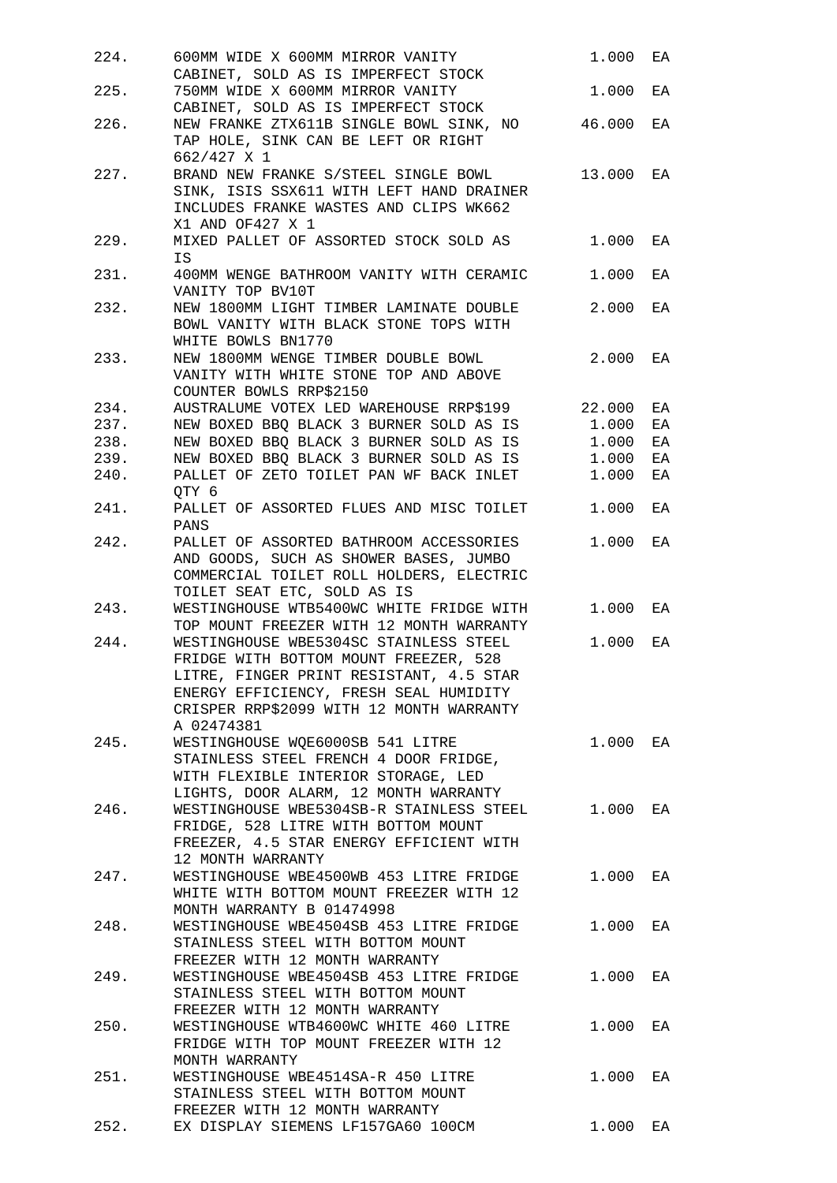| | | | |
|---|---|---|---|
| 224. | 600MM WIDE X 600MM MIRROR VANITY CABINET, SOLD AS IS IMPERFECT STOCK | 1.000 | EA |
| 225. | 750MM WIDE X 600MM MIRROR VANITY CABINET, SOLD AS IS IMPERFECT STOCK | 1.000 | EA |
| 226. | NEW FRANKE ZTX611B SINGLE BOWL SINK, NO TAP HOLE, SINK CAN BE LEFT OR RIGHT 662/427 X 1 | 46.000 | EA |
| 227. | BRAND NEW FRANKE S/STEEL SINGLE BOWL SINK, ISIS SSX611 WITH LEFT HAND DRAINER INCLUDES FRANKE WASTES AND CLIPS WK662 X1 AND OF427 X 1 | 13.000 | EA |
| 229. | MIXED PALLET OF ASSORTED STOCK SOLD AS IS | 1.000 | EA |
| 231. | 400MM WENGE BATHROOM VANITY WITH CERAMIC VANITY TOP BV10T | 1.000 | EA |
| 232. | NEW 1800MM LIGHT TIMBER LAMINATE DOUBLE BOWL VANITY WITH BLACK STONE TOPS WITH WHITE BOWLS BN1770 | 2.000 | EA |
| 233. | NEW 1800MM WENGE TIMBER DOUBLE BOWL VANITY WITH WHITE STONE TOP AND ABOVE COUNTER BOWLS RRP$2150 | 2.000 | EA |
| 234. | AUSTRALUME VOTEX LED WAREHOUSE RRP$199 | 22.000 | EA |
| 237. | NEW BOXED BBQ BLACK 3 BURNER SOLD AS IS | 1.000 | EA |
| 238. | NEW BOXED BBQ BLACK 3 BURNER SOLD AS IS | 1.000 | EA |
| 239. | NEW BOXED BBQ BLACK 3 BURNER SOLD AS IS | 1.000 | EA |
| 240. | PALLET OF ZETO TOILET PAN WF BACK INLET QTY 6 | 1.000 | EA |
| 241. | PALLET OF ASSORTED FLUES AND MISC TOILET PANS | 1.000 | EA |
| 242. | PALLET OF ASSORTED BATHROOM ACCESSORIES AND GOODS, SUCH AS SHOWER BASES, JUMBO COMMERCIAL TOILET ROLL HOLDERS, ELECTRIC TOILET SEAT ETC, SOLD AS IS | 1.000 | EA |
| 243. | WESTINGHOUSE WTB5400WC WHITE FRIDGE WITH TOP MOUNT FREEZER WITH 12 MONTH WARRANTY | 1.000 | EA |
| 244. | WESTINGHOUSE WBE5304SC STAINLESS STEEL FRIDGE WITH BOTTOM MOUNT FREEZER, 528 LITRE, FINGER PRINT RESISTANT, 4.5 STAR ENERGY EFFICIENCY, FRESH SEAL HUMIDITY CRISPER RRP$2099 WITH 12 MONTH WARRANTY A 02474381 | 1.000 | EA |
| 245. | WESTINGHOUSE WQE6000SB 541 LITRE STAINLESS STEEL FRENCH 4 DOOR FRIDGE, WITH FLEXIBLE INTERIOR STORAGE, LED LIGHTS, DOOR ALARM, 12 MONTH WARRANTY | 1.000 | EA |
| 246. | WESTINGHOUSE WBE5304SB-R STAINLESS STEEL FRIDGE, 528 LITRE WITH BOTTOM MOUNT FREEZER, 4.5 STAR ENERGY EFFICIENT WITH 12 MONTH WARRANTY | 1.000 | EA |
| 247. | WESTINGHOUSE WBE4500WB 453 LITRE FRIDGE WHITE WITH BOTTOM MOUNT FREEZER WITH 12 MONTH WARRANTY B 01474998 | 1.000 | EA |
| 248. | WESTINGHOUSE WBE4504SB 453 LITRE FRIDGE STAINLESS STEEL WITH BOTTOM MOUNT FREEZER WITH 12 MONTH WARRANTY | 1.000 | EA |
| 249. | WESTINGHOUSE WBE4504SB 453 LITRE FRIDGE STAINLESS STEEL WITH BOTTOM MOUNT FREEZER WITH 12 MONTH WARRANTY | 1.000 | EA |
| 250. | WESTINGHOUSE WTB4600WC WHITE 460 LITRE FRIDGE WITH TOP MOUNT FREEZER WITH 12 MONTH WARRANTY | 1.000 | EA |
| 251. | WESTINGHOUSE WBE4514SA-R 450 LITRE STAINLESS STEEL WITH BOTTOM MOUNT FREEZER WITH 12 MONTH WARRANTY | 1.000 | EA |
| 252. | EX DISPLAY SIEMENS LF157GA60 100CM | 1.000 | EA |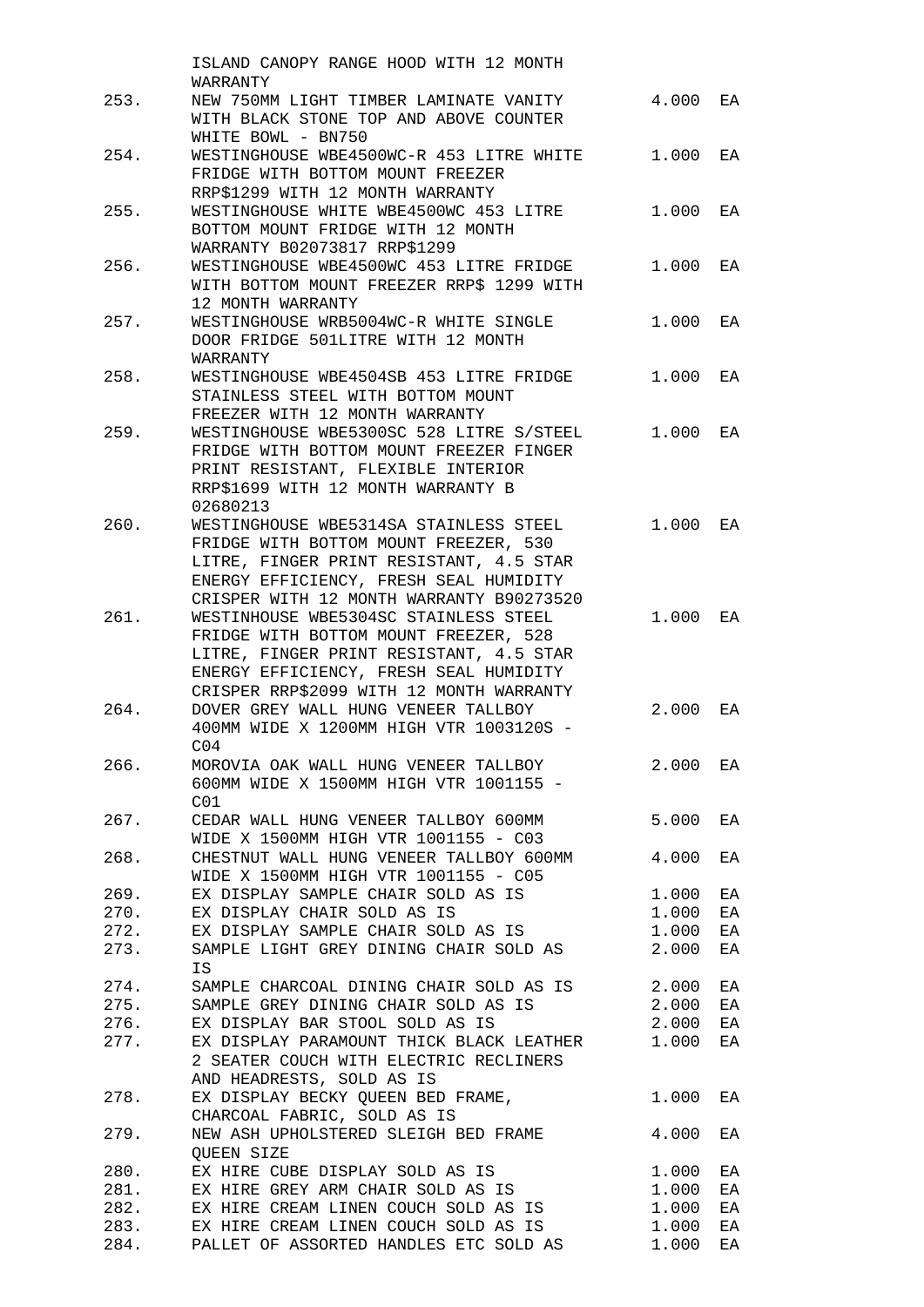| | | | |
|---|---|---|---|
| | ISLAND CANOPY RANGE HOOD WITH 12 MONTH WARRANTY | | |
| 253. | NEW 750MM LIGHT TIMBER LAMINATE VANITY WITH BLACK STONE TOP AND ABOVE COUNTER WHITE BOWL - BN750 | 4.000 | EA |
| 254. | WESTINGHOUSE WBE4500WC-R 453 LITRE WHITE FRIDGE WITH BOTTOM MOUNT FREEZER RRP$1299 WITH 12 MONTH WARRANTY | 1.000 | EA |
| 255. | WESTINGHOUSE WHITE WBE4500WC 453 LITRE BOTTOM MOUNT FRIDGE WITH 12 MONTH WARRANTY B02073817 RRP$1299 | 1.000 | EA |
| 256. | WESTINGHOUSE WBE4500WC 453 LITRE FRIDGE WITH BOTTOM MOUNT FREEZER RRP$ 1299 WITH 12 MONTH WARRANTY | 1.000 | EA |
| 257. | WESTINGHOUSE WRB5004WC-R WHITE SINGLE DOOR FRIDGE 501LITRE WITH 12 MONTH WARRANTY | 1.000 | EA |
| 258. | WESTINGHOUSE WBE4504SB 453 LITRE FRIDGE STAINLESS STEEL WITH BOTTOM MOUNT FREEZER WITH 12 MONTH WARRANTY | 1.000 | EA |
| 259. | WESTINGHOUSE WBE5300SC 528 LITRE S/STEEL FRIDGE WITH BOTTOM MOUNT FREEZER FINGER PRINT RESISTANT, FLEXIBLE INTERIOR RRP$1699 WITH 12 MONTH WARRANTY B 02680213 | 1.000 | EA |
| 260. | WESTINGHOUSE WBE5314SA STAINLESS STEEL FRIDGE WITH BOTTOM MOUNT FREEZER, 530 LITRE, FINGER PRINT RESISTANT, 4.5 STAR ENERGY EFFICIENCY, FRESH SEAL HUMIDITY CRISPER WITH 12 MONTH WARRANTY B90273520 | 1.000 | EA |
| 261. | WESTINHOUSE WBE5304SC STAINLESS STEEL FRIDGE WITH BOTTOM MOUNT FREEZER, 528 LITRE, FINGER PRINT RESISTANT, 4.5 STAR ENERGY EFFICIENCY, FRESH SEAL HUMIDITY CRISPER RRP$2099 WITH 12 MONTH WARRANTY | 1.000 | EA |
| 264. | DOVER GREY WALL HUNG VENEER TALLBOY 400MM WIDE X 1200MM HIGH VTR 1003120S - C04 | 2.000 | EA |
| 266. | MOROVIA OAK WALL HUNG VENEER TALLBOY 600MM WIDE X 1500MM HIGH VTR 1001155 - C01 | 2.000 | EA |
| 267. | CEDAR WALL HUNG VENEER TALLBOY 600MM WIDE X 1500MM HIGH VTR 1001155 - C03 | 5.000 | EA |
| 268. | CHESTNUT WALL HUNG VENEER TALLBOY 600MM WIDE X 1500MM HIGH VTR 1001155 - C05 | 4.000 | EA |
| 269. | EX DISPLAY SAMPLE CHAIR SOLD AS IS | 1.000 | EA |
| 270. | EX DISPLAY CHAIR SOLD AS IS | 1.000 | EA |
| 272. | EX DISPLAY SAMPLE CHAIR SOLD AS IS | 1.000 | EA |
| 273. | SAMPLE LIGHT GREY DINING CHAIR SOLD AS IS | 2.000 | EA |
| 274. | SAMPLE CHARCOAL DINING CHAIR SOLD AS IS | 2.000 | EA |
| 275. | SAMPLE GREY DINING CHAIR SOLD AS IS | 2.000 | EA |
| 276. | EX DISPLAY BAR STOOL SOLD AS IS | 2.000 | EA |
| 277. | EX DISPLAY PARAMOUNT THICK BLACK LEATHER 2 SEATER COUCH WITH ELECTRIC RECLINERS AND HEADRESTS, SOLD AS IS | 1.000 | EA |
| 278. | EX DISPLAY BECKY QUEEN BED FRAME, CHARCOAL FABRIC, SOLD AS IS | 1.000 | EA |
| 279. | NEW ASH UPHOLSTERED SLEIGH BED FRAME QUEEN SIZE | 4.000 | EA |
| 280. | EX HIRE CUBE DISPLAY SOLD AS IS | 1.000 | EA |
| 281. | EX HIRE GREY ARM CHAIR SOLD AS IS | 1.000 | EA |
| 282. | EX HIRE CREAM LINEN COUCH SOLD AS IS | 1.000 | EA |
| 283. | EX HIRE CREAM LINEN COUCH SOLD AS IS | 1.000 | EA |
| 284. | PALLET OF ASSORTED HANDLES ETC SOLD AS | 1.000 | EA |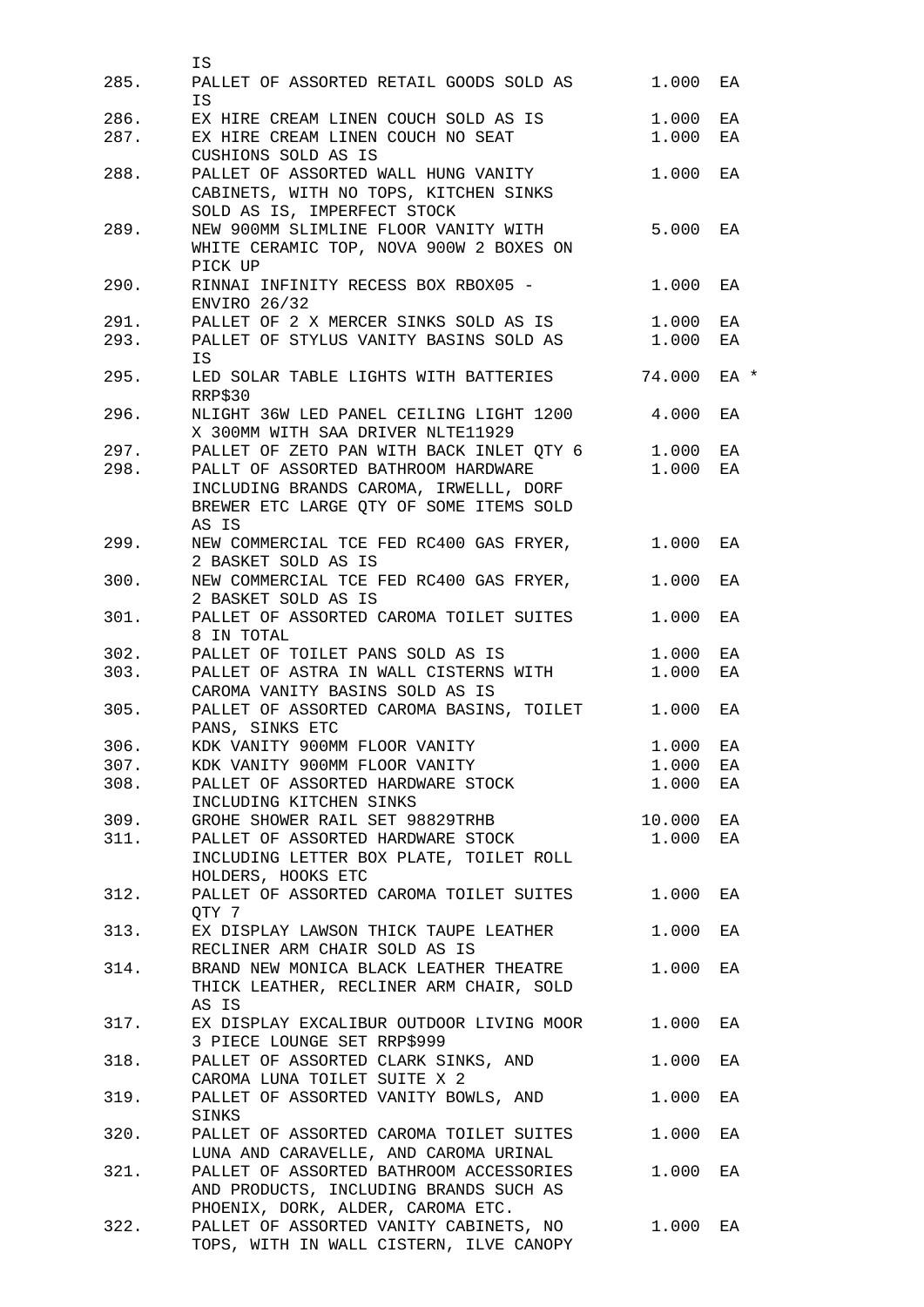| | | | |
|---|---|---|---|
| | IS | | |
| 285. | PALLET OF ASSORTED RETAIL GOODS SOLD AS IS | 1.000 | EA |
| 286. | EX HIRE CREAM LINEN COUCH SOLD AS IS | 1.000 | EA |
| 287. | EX HIRE CREAM LINEN COUCH NO SEAT CUSHIONS SOLD AS IS | 1.000 | EA |
| 288. | PALLET OF ASSORTED WALL HUNG VANITY CABINETS, WITH NO TOPS, KITCHEN SINKS SOLD AS IS, IMPERFECT STOCK | 1.000 | EA |
| 289. | NEW 900MM SLIMLINE FLOOR VANITY WITH WHITE CERAMIC TOP, NOVA 900W 2 BOXES ON PICK UP | 5.000 | EA |
| 290. | RINNAI INFINITY RECESS BOX RBOX05 - ENVIRO 26/32 | 1.000 | EA |
| 291. | PALLET OF 2 X MERCER SINKS SOLD AS IS | 1.000 | EA |
| 293. | PALLET OF STYLUS VANITY BASINS SOLD AS IS | 1.000 | EA |
| 295. | LED SOLAR TABLE LIGHTS WITH BATTERIES RRP$30 | 74.000 | EA * |
| 296. | NLIGHT 36W LED PANEL CEILING LIGHT 1200 X 300MM WITH SAA DRIVER NLTE11929 | 4.000 | EA |
| 297. | PALLET OF ZETO PAN WITH BACK INLET QTY 6 | 1.000 | EA |
| 298. | PALLT OF ASSORTED BATHROOM HARDWARE INCLUDING BRANDS CAROMA, IRWELLL, DORF BREWER ETC LARGE QTY OF SOME ITEMS SOLD AS IS | 1.000 | EA |
| 299. | NEW COMMERCIAL TCE FED RC400 GAS FRYER, 2 BASKET SOLD AS IS | 1.000 | EA |
| 300. | NEW COMMERCIAL TCE FED RC400 GAS FRYER, 2 BASKET SOLD AS IS | 1.000 | EA |
| 301. | PALLET OF ASSORTED CAROMA TOILET SUITES 8 IN TOTAL | 1.000 | EA |
| 302. | PALLET OF TOILET PANS SOLD AS IS | 1.000 | EA |
| 303. | PALLET OF ASTRA IN WALL CISTERNS WITH CAROMA VANITY BASINS SOLD AS IS | 1.000 | EA |
| 305. | PALLET OF ASSORTED CAROMA BASINS, TOILET PANS, SINKS ETC | 1.000 | EA |
| 306. | KDK VANITY 900MM FLOOR VANITY | 1.000 | EA |
| 307. | KDK VANITY 900MM FLOOR VANITY | 1.000 | EA |
| 308. | PALLET OF ASSORTED HARDWARE STOCK INCLUDING KITCHEN SINKS | 1.000 | EA |
| 309. | GROHE SHOWER RAIL SET 98829TRHB | 10.000 | EA |
| 311. | PALLET OF ASSORTED HARDWARE STOCK INCLUDING LETTER BOX PLATE, TOILET ROLL HOLDERS, HOOKS ETC | 1.000 | EA |
| 312. | PALLET OF ASSORTED CAROMA TOILET SUITES QTY 7 | 1.000 | EA |
| 313. | EX DISPLAY LAWSON THICK TAUPE LEATHER RECLINER ARM CHAIR SOLD AS IS | 1.000 | EA |
| 314. | BRAND NEW MONICA BLACK LEATHER THEATRE THICK LEATHER, RECLINER ARM CHAIR, SOLD AS IS | 1.000 | EA |
| 317. | EX DISPLAY EXCALIBUR OUTDOOR LIVING MOOR 3 PIECE LOUNGE SET RRP$999 | 1.000 | EA |
| 318. | PALLET OF ASSORTED CLARK SINKS, AND CAROMA LUNA TOILET SUITE X 2 | 1.000 | EA |
| 319. | PALLET OF ASSORTED VANITY BOWLS, AND SINKS | 1.000 | EA |
| 320. | PALLET OF ASSORTED CAROMA TOILET SUITES LUNA AND CARAVELLE, AND CAROMA URINAL | 1.000 | EA |
| 321. | PALLET OF ASSORTED BATHROOM ACCESSORIES AND PRODUCTS, INCLUDING BRANDS SUCH AS PHOENIX, DORK, ALDER, CAROMA ETC. | 1.000 | EA |
| 322. | PALLET OF ASSORTED VANITY CABINETS, NO TOPS, WITH IN WALL CISTERN, ILVE CANOPY | 1.000 | EA |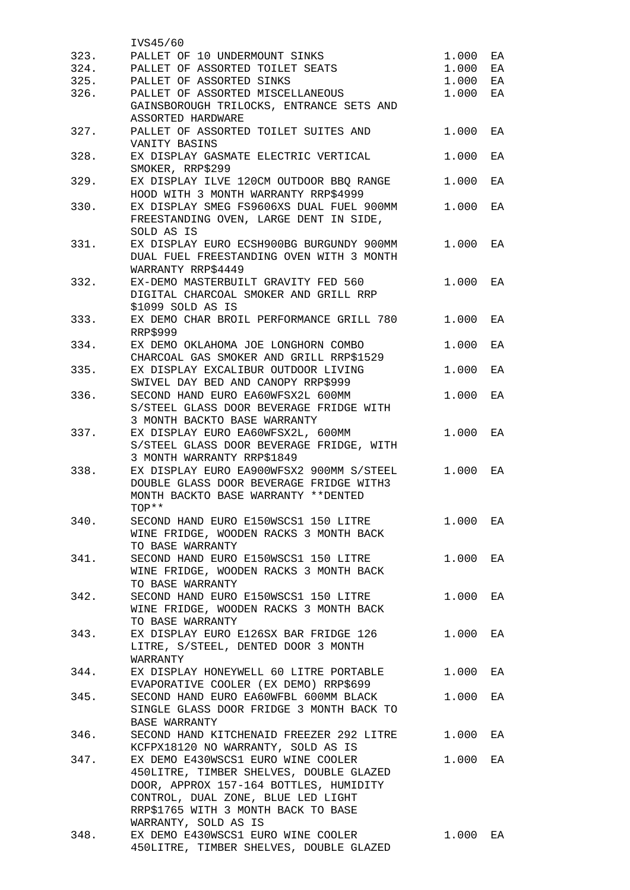| | | | |
|---|---|---|---|
| | IVS45/60 | | |
| 323. | PALLET OF 10 UNDERMOUNT SINKS | 1.000 | EA |
| 324. | PALLET OF ASSORTED TOILET SEATS | 1.000 | EA |
| 325. | PALLET OF ASSORTED SINKS | 1.000 | EA |
| 326. | PALLET OF ASSORTED MISCELLANEOUS GAINSBOROUGH TRILOCKS, ENTRANCE SETS AND ASSORTED HARDWARE | 1.000 | EA |
| 327. | PALLET OF ASSORTED TOILET SUITES AND VANITY BASINS | 1.000 | EA |
| 328. | EX DISPLAY GASMATE ELECTRIC VERTICAL SMOKER, RRP$299 | 1.000 | EA |
| 329. | EX DISPLAY ILVE 120CM OUTDOOR BBQ RANGE HOOD WITH 3 MONTH WARRANTY RRP$4999 | 1.000 | EA |
| 330. | EX DISPLAY SMEG FS9606XS DUAL FUEL 900MM FREESTANDING OVEN, LARGE DENT IN SIDE, SOLD AS IS | 1.000 | EA |
| 331. | EX DISPLAY EURO ECSH900BG BURGUNDY 900MM DUAL FUEL FREESTANDING OVEN WITH 3 MONTH WARRANTY RRP$4449 | 1.000 | EA |
| 332. | EX-DEMO MASTERBUILT GRAVITY FED 560 DIGITAL CHARCOAL SMOKER AND GRILL RRP $1099 SOLD AS IS | 1.000 | EA |
| 333. | EX DEMO CHAR BROIL PERFORMANCE GRILL 780 RRP$999 | 1.000 | EA |
| 334. | EX DEMO OKLAHOMA JOE LONGHORN COMBO CHARCOAL GAS SMOKER AND GRILL RRP$1529 | 1.000 | EA |
| 335. | EX DISPLAY EXCALIBUR OUTDOOR LIVING SWIVEL DAY BED AND CANOPY RRP$999 | 1.000 | EA |
| 336. | SECOND HAND EURO EA60WFSX2L 600MM S/STEEL GLASS DOOR BEVERAGE FRIDGE WITH 3 MONTH BACKTO BASE WARRANTY | 1.000 | EA |
| 337. | EX DISPLAY EURO EA60WFSX2L, 600MM S/STEEL GLASS DOOR BEVERAGE FRIDGE, WITH 3 MONTH WARRANTY RRP$1849 | 1.000 | EA |
| 338. | EX DISPLAY EURO EA900WFSX2 900MM S/STEEL DOUBLE GLASS DOOR BEVERAGE FRIDGE WITH3 MONTH BACKTO BASE WARRANTY **DENTED TOP** | 1.000 | EA |
| 340. | SECOND HAND EURO E150WSCS1 150 LITRE WINE FRIDGE, WOODEN RACKS 3 MONTH BACK TO BASE WARRANTY | 1.000 | EA |
| 341. | SECOND HAND EURO E150WSCS1 150 LITRE WINE FRIDGE, WOODEN RACKS 3 MONTH BACK TO BASE WARRANTY | 1.000 | EA |
| 342. | SECOND HAND EURO E150WSCS1 150 LITRE WINE FRIDGE, WOODEN RACKS 3 MONTH BACK TO BASE WARRANTY | 1.000 | EA |
| 343. | EX DISPLAY EURO E126SX BAR FRIDGE 126 LITRE, S/STEEL, DENTED DOOR 3 MONTH WARRANTY | 1.000 | EA |
| 344. | EX DISPLAY HONEYWELL 60 LITRE PORTABLE EVAPORATIVE COOLER (EX DEMO) RRP$699 | 1.000 | EA |
| 345. | SECOND HAND EURO EA60WFBL 600MM BLACK SINGLE GLASS DOOR FRIDGE 3 MONTH BACK TO BASE WARRANTY | 1.000 | EA |
| 346. | SECOND HAND KITCHENAID FREEZER 292 LITRE KCFPX18120 NO WARRANTY, SOLD AS IS | 1.000 | EA |
| 347. | EX DEMO E430WSCS1 EURO WINE COOLER 450LITRE, TIMBER SHELVES, DOUBLE GLAZED DOOR, APPROX 157-164 BOTTLES, HUMIDITY CONTROL, DUAL ZONE, BLUE LED LIGHT RRP$1765 WITH 3 MONTH BACK TO BASE WARRANTY, SOLD AS IS | 1.000 | EA |
| 348. | EX DEMO E430WSCS1 EURO WINE COOLER 450LITRE, TIMBER SHELVES, DOUBLE GLAZED | 1.000 | EA |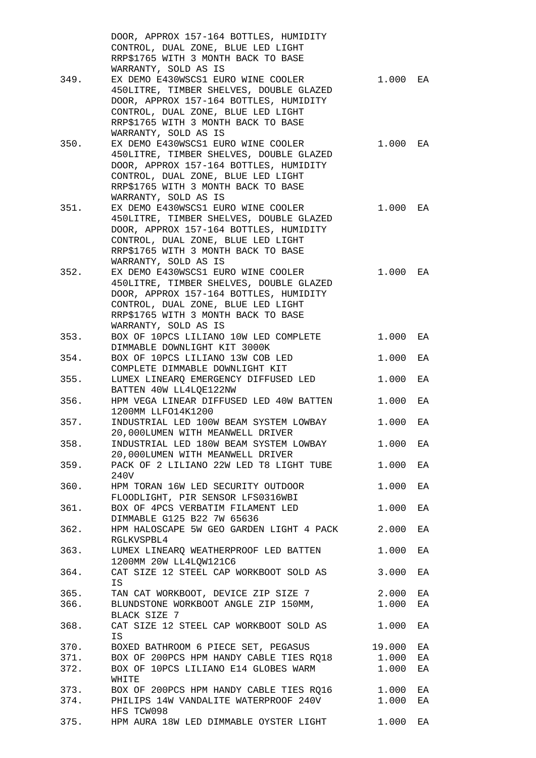|  | Description | Qty | Unit |
|---|---|---|---|
|  | DOOR, APPROX 157-164 BOTTLES, HUMIDITY CONTROL, DUAL ZONE, BLUE LED LIGHT RRP$1765 WITH 3 MONTH BACK TO BASE WARRANTY, SOLD AS IS |  |  |
| 349. | EX DEMO E430WSCS1 EURO WINE COOLER 450LITRE, TIMBER SHELVES, DOUBLE GLAZED DOOR, APPROX 157-164 BOTTLES, HUMIDITY CONTROL, DUAL ZONE, BLUE LED LIGHT RRP$1765 WITH 3 MONTH BACK TO BASE WARRANTY, SOLD AS IS | 1.000 | EA |
| 350. | EX DEMO E430WSCS1 EURO WINE COOLER 450LITRE, TIMBER SHELVES, DOUBLE GLAZED DOOR, APPROX 157-164 BOTTLES, HUMIDITY CONTROL, DUAL ZONE, BLUE LED LIGHT RRP$1765 WITH 3 MONTH BACK TO BASE WARRANTY, SOLD AS IS | 1.000 | EA |
| 351. | EX DEMO E430WSCS1 EURO WINE COOLER 450LITRE, TIMBER SHELVES, DOUBLE GLAZED DOOR, APPROX 157-164 BOTTLES, HUMIDITY CONTROL, DUAL ZONE, BLUE LED LIGHT RRP$1765 WITH 3 MONTH BACK TO BASE WARRANTY, SOLD AS IS | 1.000 | EA |
| 352. | EX DEMO E430WSCS1 EURO WINE COOLER 450LITRE, TIMBER SHELVES, DOUBLE GLAZED DOOR, APPROX 157-164 BOTTLES, HUMIDITY CONTROL, DUAL ZONE, BLUE LED LIGHT RRP$1765 WITH 3 MONTH BACK TO BASE WARRANTY, SOLD AS IS | 1.000 | EA |
| 353. | BOX OF 10PCS LILIANO 10W LED COMPLETE DIMMABLE DOWNLIGHT KIT 3000K | 1.000 | EA |
| 354. | BOX OF 10PCS LILIANO 13W COB LED COMPLETE DIMMABLE DOWNLIGHT KIT | 1.000 | EA |
| 355. | LUMEX LINEARQ EMERGENCY DIFFUSED LED BATTEN 40W LL4LQE122NW | 1.000 | EA |
| 356. | HPM VEGA LINEAR DIFFUSED LED 40W BATTEN 1200MM LLFO14K1200 | 1.000 | EA |
| 357. | INDUSTRIAL LED 100W BEAM SYSTEM LOWBAY 20,000LUMEN WITH MEANWELL DRIVER | 1.000 | EA |
| 358. | INDUSTRIAL LED 180W BEAM SYSTEM LOWBAY 20,000LUMEN WITH MEANWELL DRIVER | 1.000 | EA |
| 359. | PACK OF 2 LILIANO 22W LED T8 LIGHT TUBE 240V | 1.000 | EA |
| 360. | HPM TORAN 16W LED SECURITY OUTDOOR FLOODLIGHT, PIR SENSOR LFS0316WBI | 1.000 | EA |
| 361. | BOX OF 4PCS VERBATIM FILAMENT LED DIMMABLE G125 B22 7W 65636 | 1.000 | EA |
| 362. | HPM HALOSCAPE 5W GEO GARDEN LIGHT 4 PACK RGLKVSPBL4 | 2.000 | EA |
| 363. | LUMEX LINEARQ WEATHERPROOF LED BATTEN 1200MM 20W LL4LQW121C6 | 1.000 | EA |
| 364. | CAT SIZE 12 STEEL CAP WORKBOOT SOLD AS IS | 3.000 | EA |
| 365. | TAN CAT WORKBOOT, DEVICE ZIP SIZE 7 | 2.000 | EA |
| 366. | BLUNDSTONE WORKBOOT ANGLE ZIP 150MM, BLACK SIZE 7 | 1.000 | EA |
| 368. | CAT SIZE 12 STEEL CAP WORKBOOT SOLD AS IS | 1.000 | EA |
| 370. | BOXED BATHROOM 6 PIECE SET, PEGASUS | 19.000 | EA |
| 371. | BOX OF 200PCS HPM HANDY CABLE TIES RQ18 | 1.000 | EA |
| 372. | BOX OF 10PCS LILIANO E14 GLOBES WARM WHITE | 1.000 | EA |
| 373. | BOX OF 200PCS HPM HANDY CABLE TIES RQ16 | 1.000 | EA |
| 374. | PHILIPS 14W VANDALITE WATERPROOF 240V HFS TCW098 | 1.000 | EA |
| 375. | HPM AURA 18W LED DIMMABLE OYSTER LIGHT | 1.000 | EA |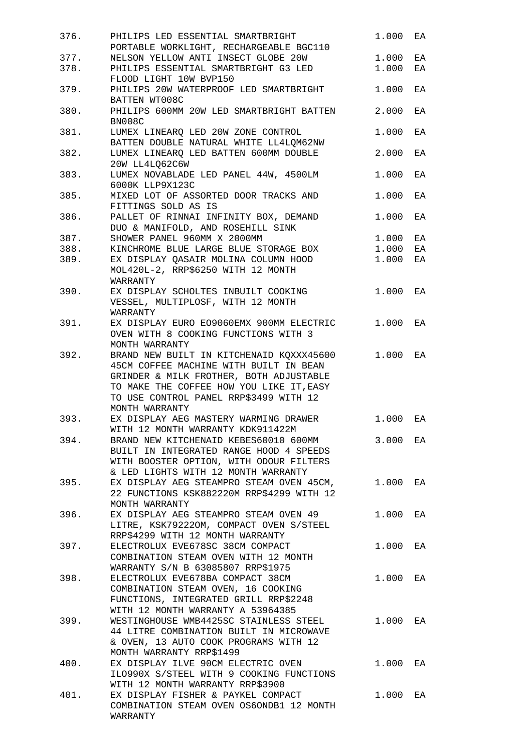| | | | |
|---|---|---|---|
| 376. | PHILIPS LED ESSENTIAL SMARTBRIGHT PORTABLE WORKLIGHT, RECHARGEABLE BGC110 | 1.000 | EA |
| 377. | NELSON YELLOW ANTI INSECT GLOBE 20W | 1.000 | EA |
| 378. | PHILIPS ESSENTIAL SMARTBRIGHT G3 LED FLOOD LIGHT 10W BVP150 | 1.000 | EA |
| 379. | PHILIPS 20W WATERPROOF LED SMARTBRIGHT BATTEN WT008C | 1.000 | EA |
| 380. | PHILIPS 600MM 20W LED SMARTBRIGHT BATTEN BN008C | 2.000 | EA |
| 381. | LUMEX LINEARQ LED 20W ZONE CONTROL BATTEN DOUBLE NATURAL WHITE LL4LQM62NW | 1.000 | EA |
| 382. | LUMEX LINEARQ LED BATTEN 600MM DOUBLE 20W LL4LQ62C6W | 2.000 | EA |
| 383. | LUMEX NOVABLADE LED PANEL 44W, 4500LM 6000K LLP9X123C | 1.000 | EA |
| 385. | MIXED LOT OF ASSORTED DOOR TRACKS AND FITTINGS SOLD AS IS | 1.000 | EA |
| 386. | PALLET OF RINNAI INFINITY BOX, DEMAND DUO & MANIFOLD, AND ROSEHILL SINK | 1.000 | EA |
| 387. | SHOWER PANEL 960MM X 2000MM | 1.000 | EA |
| 388. | KINCHROME BLUE LARGE BLUE STORAGE BOX | 1.000 | EA |
| 389. | EX DISPLAY QASAIR MOLINA COLUMN HOOD MOL420L-2, RRP$6250 WITH 12 MONTH WARRANTY | 1.000 | EA |
| 390. | EX DISPLAY SCHOLTES INBUILT COOKING VESSEL, MULTIPLOSF, WITH 12 MONTH WARRANTY | 1.000 | EA |
| 391. | EX DISPLAY EURO EO9060EMX 900MM ELECTRIC OVEN WITH 8 COOKING FUNCTIONS WITH 3 MONTH WARRANTY | 1.000 | EA |
| 392. | BRAND NEW BUILT IN KITCHENAID KQXXX45600 45CM COFFEE MACHINE WITH BUILT IN BEAN GRINDER & MILK FROTHER, BOTH ADJUSTABLE TO MAKE THE COFFEE HOW YOU LIKE IT,EASY TO USE CONTROL PANEL RRP$3499 WITH 12 MONTH WARRANTY | 1.000 | EA |
| 393. | EX DISPLAY AEG MASTERY WARMING DRAWER WITH 12 MONTH WARRANTY KDK911422M | 1.000 | EA |
| 394. | BRAND NEW KITCHENAID KEBES60010 600MM BUILT IN INTEGRATED RANGE HOOD 4 SPEEDS WITH BOOSTER OPTION, WITH ODOUR FILTERS & LED LIGHTS WITH 12 MONTH WARRANTY | 3.000 | EA |
| 395. | EX DISPLAY AEG STEAMPRO STEAM OVEN 45CM, 22 FUNCTIONS KSK882220M RRP$4299 WITH 12 MONTH WARRANTY | 1.000 | EA |
| 396. | EX DISPLAY AEG STEAMPRO STEAM OVEN 49 LITRE, KSK792220M, COMPACT OVEN S/STEEL RRP$4299 WITH 12 MONTH WARRANTY | 1.000 | EA |
| 397. | ELECTROLUX EVE678SC 38CM COMPACT COMBINATION STEAM OVEN WITH 12 MONTH WARRANTY S/N B 63085807 RRP$1975 | 1.000 | EA |
| 398. | ELECTROLUX EVE678BA COMPACT 38CM COMBINATION STEAM OVEN, 16 COOKING FUNCTIONS, INTEGRATED GRILL RRP$2248 WITH 12 MONTH WARRANTY A 53964385 | 1.000 | EA |
| 399. | WESTINGHOUSE WMB4425SC STAINLESS STEEL 44 LITRE COMBINATION BUILT IN MICROWAVE & OVEN, 13 AUTO COOK PROGRAMS WITH 12 MONTH WARRANTY RRP$1499 | 1.000 | EA |
| 400. | EX DISPLAY ILVE 90CM ELECTRIC OVEN ILO990X S/STEEL WITH 9 COOKING FUNCTIONS WITH 12 MONTH WARRANTY RRP$3900 | 1.000 | EA |
| 401. | EX DISPLAY FISHER & PAYKEL COMPACT COMBINATION STEAM OVEN OS60NDB1 12 MONTH WARRANTY | 1.000 | EA |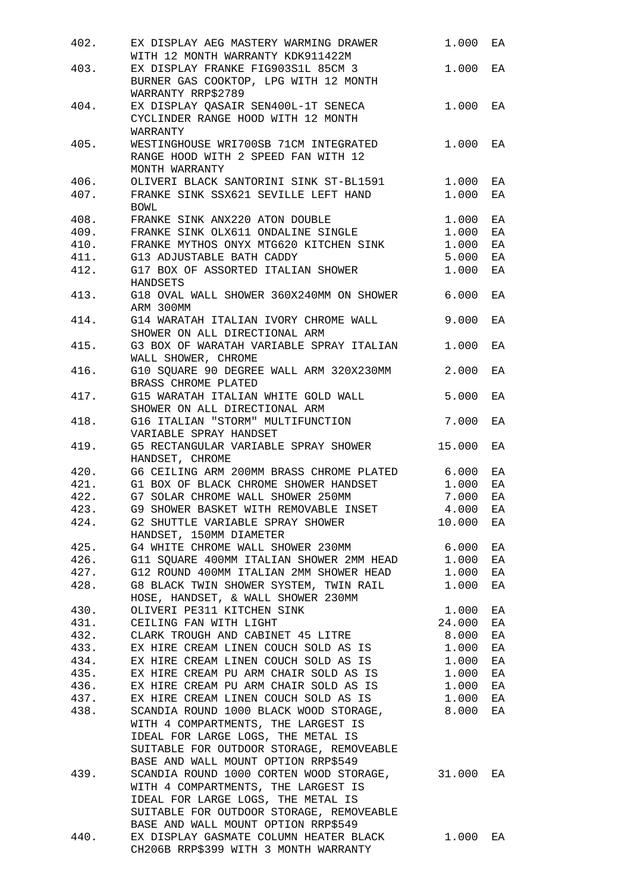| | | | |
|---|---|---|---|
| 402. | EX DISPLAY AEG MASTERY WARMING DRAWER WITH 12 MONTH WARRANTY KDK911422M | 1.000 | EA |
| 403. | EX DISPLAY FRANKE FIG903S1L 85CM 3 BURNER GAS COOKTOP, LPG WITH 12 MONTH WARRANTY RRP$2789 | 1.000 | EA |
| 404. | EX DISPLAY QASAIR SEN400L-1T SENECA CYCLINDER RANGE HOOD WITH 12 MONTH WARRANTY | 1.000 | EA |
| 405. | WESTINGHOUSE WRI700SB 71CM INTEGRATED RANGE HOOD WITH 2 SPEED FAN WITH 12 MONTH WARRANTY | 1.000 | EA |
| 406. | OLIVERI BLACK SANTORINI SINK ST-BL1591 | 1.000 | EA |
| 407. | FRANKE SINK SSX621 SEVILLE LEFT HAND BOWL | 1.000 | EA |
| 408. | FRANKE SINK ANX220 ATON DOUBLE | 1.000 | EA |
| 409. | FRANKE SINK OLX611 ONDALINE SINGLE | 1.000 | EA |
| 410. | FRANKE MYTHOS ONYX MTG620 KITCHEN SINK | 1.000 | EA |
| 411. | G13 ADJUSTABLE BATH CADDY | 5.000 | EA |
| 412. | G17 BOX OF ASSORTED ITALIAN SHOWER HANDSETS | 1.000 | EA |
| 413. | G18 OVAL WALL SHOWER 360X240MM ON SHOWER ARM 300MM | 6.000 | EA |
| 414. | G14 WARATAH ITALIAN IVORY CHROME WALL SHOWER ON ALL DIRECTIONAL ARM | 9.000 | EA |
| 415. | G3 BOX OF WARATAH VARIABLE SPRAY ITALIAN WALL SHOWER, CHROME | 1.000 | EA |
| 416. | G10 SQUARE 90 DEGREE WALL ARM 320X230MM BRASS CHROME PLATED | 2.000 | EA |
| 417. | G15 WARATAH ITALIAN WHITE GOLD WALL SHOWER ON ALL DIRECTIONAL ARM | 5.000 | EA |
| 418. | G16 ITALIAN "STORM" MULTIFUNCTION VARIABLE SPRAY HANDSET | 7.000 | EA |
| 419. | G5 RECTANGULAR VARIABLE SPRAY SHOWER HANDSET, CHROME | 15.000 | EA |
| 420. | G6 CEILING ARM 200MM BRASS CHROME PLATED | 6.000 | EA |
| 421. | G1 BOX OF BLACK CHROME SHOWER HANDSET | 1.000 | EA |
| 422. | G7 SOLAR CHROME WALL SHOWER 250MM | 7.000 | EA |
| 423. | G9 SHOWER BASKET WITH REMOVABLE INSET | 4.000 | EA |
| 424. | G2 SHUTTLE VARIABLE SPRAY SHOWER HANDSET, 150MM DIAMETER | 10.000 | EA |
| 425. | G4 WHITE CHROME WALL SHOWER 230MM | 6.000 | EA |
| 426. | G11 SQUARE 400MM ITALIAN SHOWER 2MM HEAD | 1.000 | EA |
| 427. | G12 ROUND 400MM ITALIAN 2MM SHOWER HEAD | 1.000 | EA |
| 428. | G8 BLACK TWIN SHOWER SYSTEM, TWIN RAIL HOSE, HANDSET, & WALL SHOWER 230MM | 1.000 | EA |
| 430. | OLIVERI PE311 KITCHEN SINK | 1.000 | EA |
| 431. | CEILING FAN WITH LIGHT | 24.000 | EA |
| 432. | CLARK TROUGH AND CABINET 45 LITRE | 8.000 | EA |
| 433. | EX HIRE CREAM LINEN COUCH SOLD AS IS | 1.000 | EA |
| 434. | EX HIRE CREAM LINEN COUCH SOLD AS IS | 1.000 | EA |
| 435. | EX HIRE CREAM PU ARM CHAIR SOLD AS IS | 1.000 | EA |
| 436. | EX HIRE CREAM PU ARM CHAIR SOLD AS IS | 1.000 | EA |
| 437. | EX HIRE CREAM LINEN COUCH SOLD AS IS | 1.000 | EA |
| 438. | SCANDIA ROUND 1000 BLACK WOOD STORAGE, WITH 4 COMPARTMENTS, THE LARGEST IS IDEAL FOR LARGE LOGS, THE METAL IS SUITABLE FOR OUTDOOR STORAGE, REMOVEABLE BASE AND WALL MOUNT OPTION RRP$549 | 8.000 | EA |
| 439. | SCANDIA ROUND 1000 CORTEN WOOD STORAGE, WITH 4 COMPARTMENTS, THE LARGEST IS IDEAL FOR LARGE LOGS, THE METAL IS SUITABLE FOR OUTDOOR STORAGE, REMOVEABLE BASE AND WALL MOUNT OPTION RRP$549 | 31.000 | EA |
| 440. | EX DISPLAY GASMATE COLUMN HEATER BLACK CH206B RRP$399 WITH 3 MONTH WARRANTY | 1.000 | EA |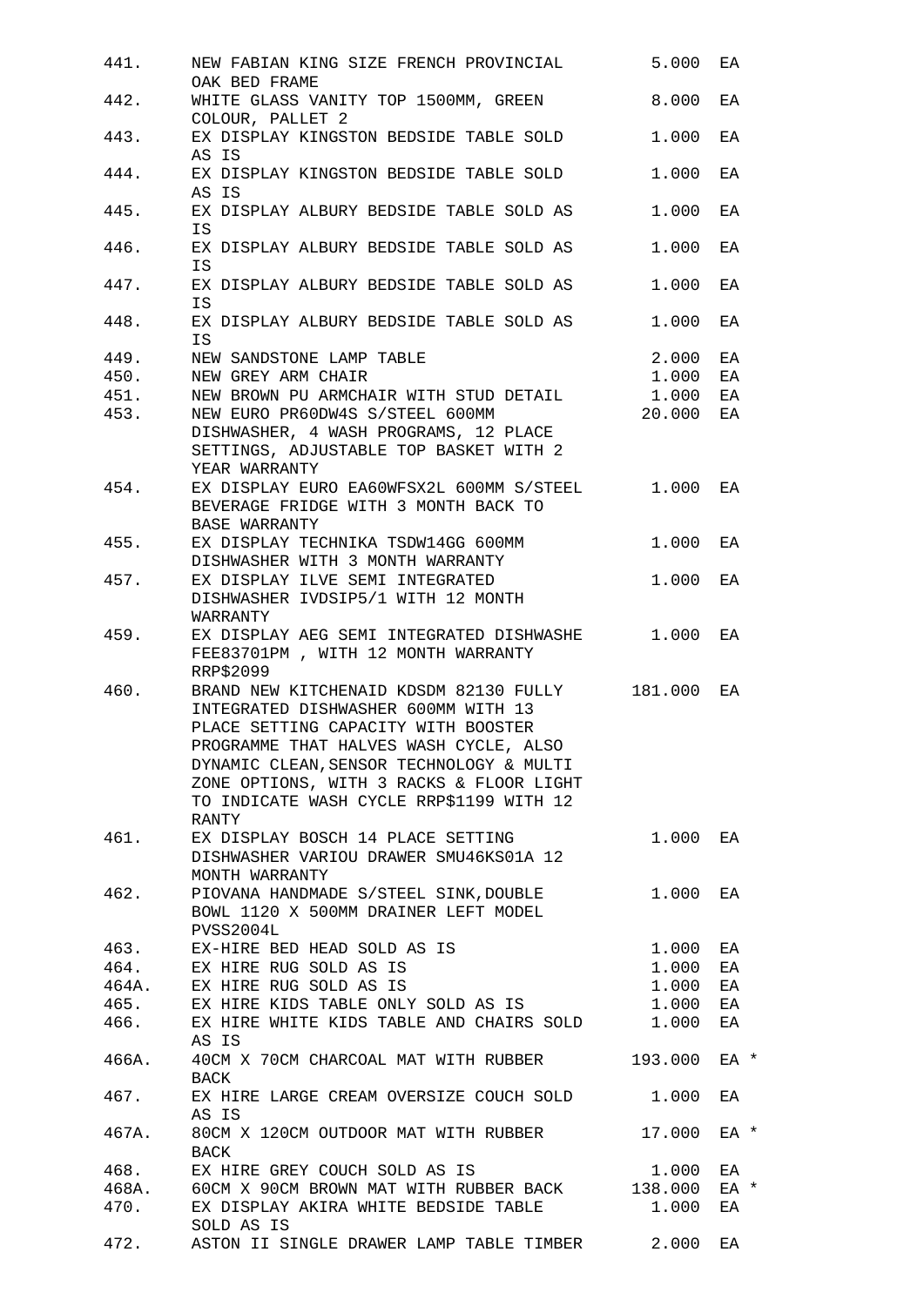| | | | |
|---|---|---|---|
| 441. | NEW FABIAN KING SIZE FRENCH PROVINCIAL OAK BED FRAME | 5.000 | EA |
| 442. | WHITE GLASS VANITY TOP 1500MM, GREEN COLOUR, PALLET 2 | 8.000 | EA |
| 443. | EX DISPLAY KINGSTON BEDSIDE TABLE SOLD AS IS | 1.000 | EA |
| 444. | EX DISPLAY KINGSTON BEDSIDE TABLE SOLD AS IS | 1.000 | EA |
| 445. | EX DISPLAY ALBURY BEDSIDE TABLE SOLD AS IS | 1.000 | EA |
| 446. | EX DISPLAY ALBURY BEDSIDE TABLE SOLD AS IS | 1.000 | EA |
| 447. | EX DISPLAY ALBURY BEDSIDE TABLE SOLD AS IS | 1.000 | EA |
| 448. | EX DISPLAY ALBURY BEDSIDE TABLE SOLD AS IS | 1.000 | EA |
| 449. | NEW SANDSTONE LAMP TABLE | 2.000 | EA |
| 450. | NEW GREY ARM CHAIR | 1.000 | EA |
| 451. | NEW BROWN PU ARMCHAIR WITH STUD DETAIL | 1.000 | EA |
| 453. | NEW EURO PR60DW4S S/STEEL 600MM DISHWASHER, 4 WASH PROGRAMS, 12 PLACE SETTINGS, ADJUSTABLE TOP BASKET WITH 2 YEAR WARRANTY | 20.000 | EA |
| 454. | EX DISPLAY EURO EA60WFSX2L 600MM S/STEEL BEVERAGE FRIDGE WITH 3 MONTH BACK TO BASE WARRANTY | 1.000 | EA |
| 455. | EX DISPLAY TECHNIKA TSDW14GG 600MM DISHWASHER WITH 3 MONTH WARRANTY | 1.000 | EA |
| 457. | EX DISPLAY ILVE SEMI INTEGRATED DISHWASHER IVDSIP5/1 WITH 12 MONTH WARRANTY | 1.000 | EA |
| 459. | EX DISPLAY AEG SEMI INTEGRATED DISHWASHE FEE83701PM , WITH 12 MONTH WARRANTY RRP$2099 | 1.000 | EA |
| 460. | BRAND NEW KITCHENAID KDSDM 82130 FULLY INTEGRATED DISHWASHER 600MM WITH 13 PLACE SETTING CAPACITY WITH BOOSTER PROGRAMME THAT HALVES WASH CYCLE, ALSO DYNAMIC CLEAN,SENSOR TECHNOLOGY & MULTI ZONE OPTIONS, WITH 3 RACKS & FLOOR LIGHT TO INDICATE WASH CYCLE RRP$1199 WITH 12 RANTY | 181.000 | EA |
| 461. | EX DISPLAY BOSCH 14 PLACE SETTING DISHWASHER VARIOU DRAWER SMU46KS01A 12 MONTH WARRANTY | 1.000 | EA |
| 462. | PIOVANA HANDMADE S/STEEL SINK,DOUBLE BOWL 1120 X 500MM DRAINER LEFT MODEL PVSS2004L | 1.000 | EA |
| 463. | EX-HIRE BED HEAD SOLD AS IS | 1.000 | EA |
| 464. | EX HIRE RUG SOLD AS IS | 1.000 | EA |
| 464A. | EX HIRE RUG SOLD AS IS | 1.000 | EA |
| 465. | EX HIRE KIDS TABLE ONLY SOLD AS IS | 1.000 | EA |
| 466. | EX HIRE WHITE KIDS TABLE AND CHAIRS SOLD AS IS | 1.000 | EA |
| 466A. | 40CM X 70CM CHARCOAL MAT WITH RUBBER BACK | 193.000 | EA * |
| 467. | EX HIRE LARGE CREAM OVERSIZE COUCH SOLD AS IS | 1.000 | EA |
| 467A. | 80CM X 120CM OUTDOOR MAT WITH RUBBER BACK | 17.000 | EA * |
| 468. | EX HIRE GREY COUCH SOLD AS IS | 1.000 | EA |
| 468A. | 60CM X 90CM BROWN MAT WITH RUBBER BACK | 138.000 | EA * |
| 470. | EX DISPLAY AKIRA WHITE BEDSIDE TABLE SOLD AS IS | 1.000 | EA |
| 472. | ASTON II SINGLE DRAWER LAMP TABLE TIMBER | 2.000 | EA |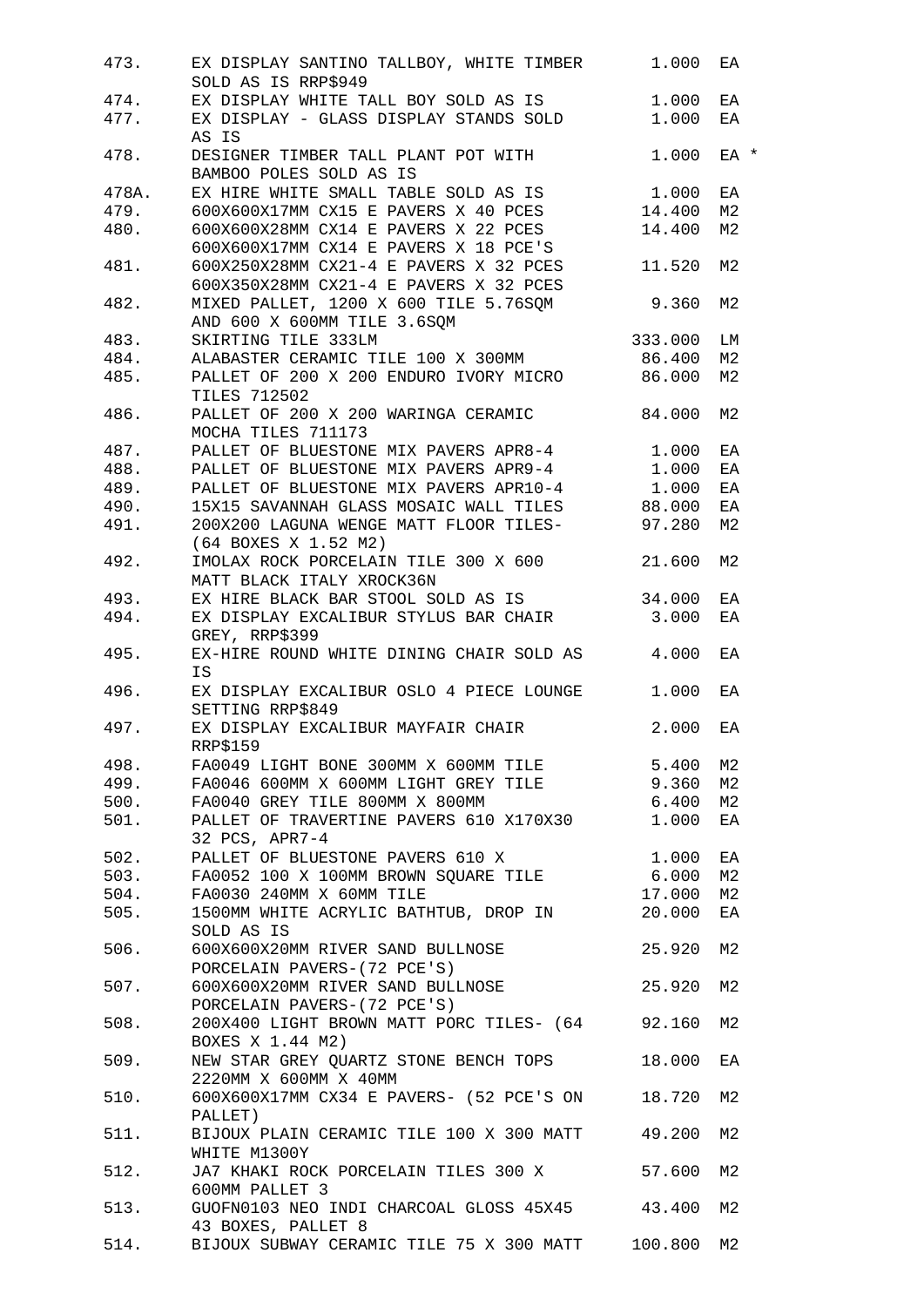| | | | |
|---|---|---|---|
| 473. | EX DISPLAY SANTINO TALLBOY, WHITE TIMBER SOLD AS IS RRP$949 | 1.000 | EA |
| 474. | EX DISPLAY WHITE TALL BOY SOLD AS IS | 1.000 | EA |
| 477. | EX DISPLAY - GLASS DISPLAY STANDS SOLD AS IS | 1.000 | EA |
| 478. | DESIGNER TIMBER TALL PLANT POT WITH BAMBOO POLES SOLD AS IS | 1.000 | EA * |
| 478A. | EX HIRE WHITE SMALL TABLE SOLD AS IS | 1.000 | EA |
| 479. | 600X600X17MM CX15 E PAVERS X 40 PCES | 14.400 | M2 |
| 480. | 600X600X28MM CX14 E PAVERS X 22 PCES 600X600X17MM CX14 E PAVERS X 18 PCE'S | 14.400 | M2 |
| 481. | 600X250X28MM CX21-4 E PAVERS X 32 PCES 600X350X28MM CX21-4 E PAVERS X 32 PCES | 11.520 | M2 |
| 482. | MIXED PALLET, 1200 X 600 TILE 5.76SQM AND 600 X 600MM TILE 3.6SQM | 9.360 | M2 |
| 483. | SKIRTING TILE 333LM | 333.000 | LM |
| 484. | ALABASTER CERAMIC TILE 100 X 300MM | 86.400 | M2 |
| 485. | PALLET OF 200 X 200 ENDURO IVORY MICRO TILES 712502 | 86.000 | M2 |
| 486. | PALLET OF 200 X 200 WARINGA CERAMIC MOCHA TILES 711173 | 84.000 | M2 |
| 487. | PALLET OF BLUESTONE MIX PAVERS APR8-4 | 1.000 | EA |
| 488. | PALLET OF BLUESTONE MIX PAVERS APR9-4 | 1.000 | EA |
| 489. | PALLET OF BLUESTONE MIX PAVERS APR10-4 | 1.000 | EA |
| 490. | 15X15 SAVANNAH GLASS MOSAIC WALL TILES | 88.000 | EA |
| 491. | 200X200 LAGUNA WENGE MATT FLOOR TILES- (64 BOXES X 1.52 M2) | 97.280 | M2 |
| 492. | IMOLAX ROCK PORCELAIN TILE 300 X 600 MATT BLACK ITALY XROCK36N | 21.600 | M2 |
| 493. | EX HIRE BLACK BAR STOOL SOLD AS IS | 34.000 | EA |
| 494. | EX DISPLAY EXCALIBUR STYLUS BAR CHAIR GREY, RRP$399 | 3.000 | EA |
| 495. | EX-HIRE ROUND WHITE DINING CHAIR SOLD AS IS | 4.000 | EA |
| 496. | EX DISPLAY EXCALIBUR OSLO 4 PIECE LOUNGE SETTING RRP$849 | 1.000 | EA |
| 497. | EX DISPLAY EXCALIBUR MAYFAIR CHAIR RRP$159 | 2.000 | EA |
| 498. | FA0049 LIGHT BONE 300MM X 600MM TILE | 5.400 | M2 |
| 499. | FA0046 600MM X 600MM LIGHT GREY TILE | 9.360 | M2 |
| 500. | FA0040 GREY TILE 800MM X 800MM | 6.400 | M2 |
| 501. | PALLET OF TRAVERTINE PAVERS 610 X170X30 32 PCS, APR7-4 | 1.000 | EA |
| 502. | PALLET OF BLUESTONE PAVERS 610 X | 1.000 | EA |
| 503. | FA0052 100 X 100MM BROWN SQUARE TILE | 6.000 | M2 |
| 504. | FA0030 240MM X 60MM TILE | 17.000 | M2 |
| 505. | 1500MM WHITE ACRYLIC BATHTUB, DROP IN SOLD AS IS | 20.000 | EA |
| 506. | 600X600X20MM RIVER SAND BULLNOSE PORCELAIN PAVERS-(72 PCE'S) | 25.920 | M2 |
| 507. | 600X600X20MM RIVER SAND BULLNOSE PORCELAIN PAVERS-(72 PCE'S) | 25.920 | M2 |
| 508. | 200X400 LIGHT BROWN MATT PORC TILES- (64 BOXES X 1.44 M2) | 92.160 | M2 |
| 509. | NEW STAR GREY QUARTZ STONE BENCH TOPS 2220MM X 600MM X 40MM | 18.000 | EA |
| 510. | 600X600X17MM CX34 E PAVERS- (52 PCE'S ON PALLET) | 18.720 | M2 |
| 511. | BIJOUX PLAIN CERAMIC TILE 100 X 300 MATT WHITE M1300Y | 49.200 | M2 |
| 512. | JA7 KHAKI ROCK PORCELAIN TILES 300 X 600MM PALLET 3 | 57.600 | M2 |
| 513. | GUOFN0103 NEO INDI CHARCOAL GLOSS 45X45 43 BOXES, PALLET 8 | 43.400 | M2 |
| 514. | BIJOUX SUBWAY CERAMIC TILE 75 X 300 MATT | 100.800 | M2 |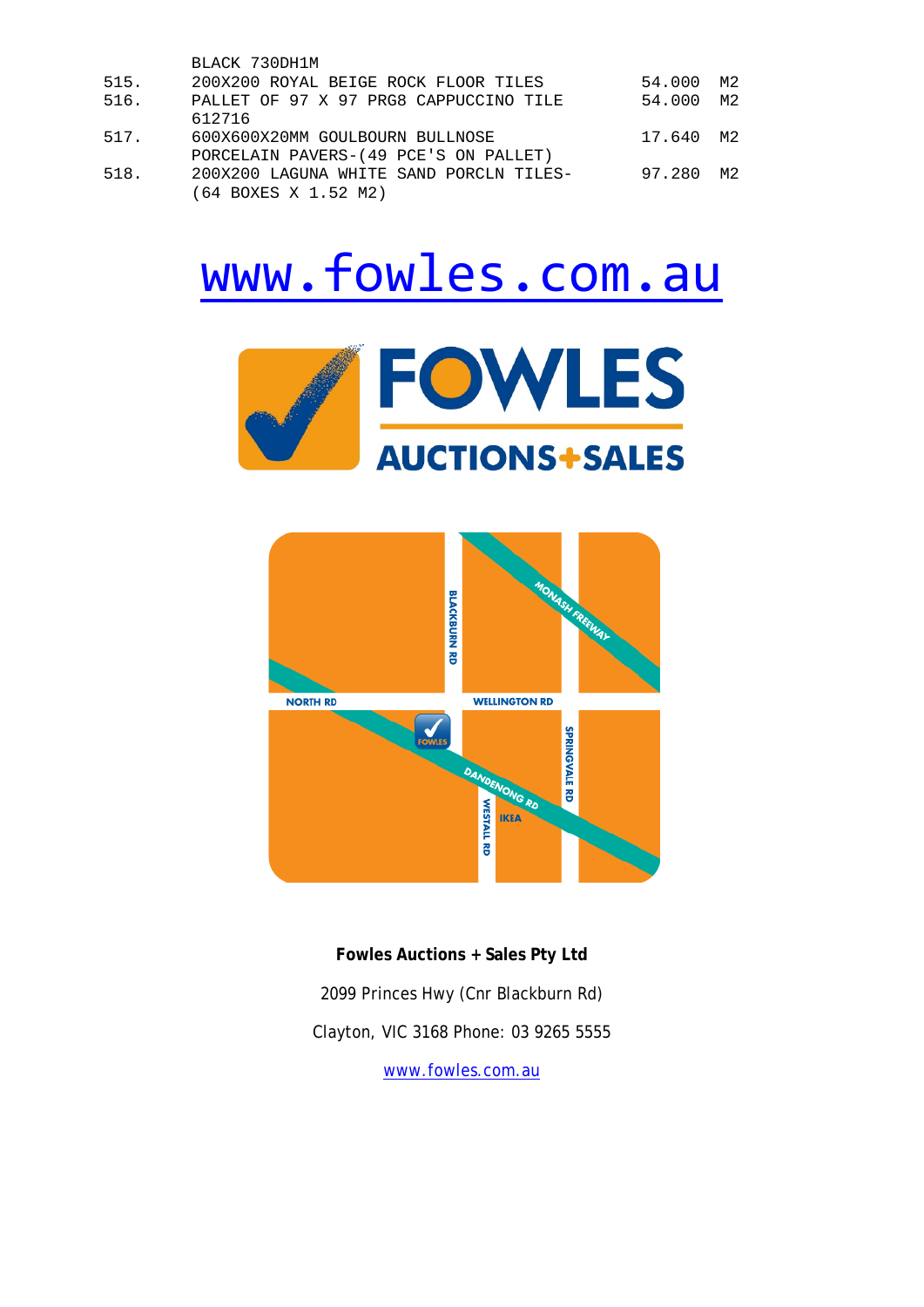| | | | |
|---|---|---|---|
| | BLACK 730DH1M | | |
| 515. | 200X200 ROYAL BEIGE ROCK FLOOR TILES | 54.000 | M2 |
| 516. | PALLET OF 97 X 97 PRG8 CAPPUCCINO TILE 612716 | 54.000 | M2 |
| 517. | 600X600X20MM GOULBOURN BULLNOSE PORCELAIN PAVERS-(49 PCE'S ON PALLET) | 17.640 | M2 |
| 518. | 200X200 LAGUNA WHITE SAND PORCLN TILES-(64 BOXES X 1.52 M2) | 97.280 | M2 |

# www.fowles.com.au

FOWLES

AUCTIONS+SALES

BLACKBURN RD

MONASH FREEWAY

NORTH RD

WELLINGTON RD

FOWLES

SPRINGVALE RD

DANDENONG RD

WESTALL RD

IKEA

**Fowles Auctions + Sales Pty Ltd**

2099 Princes Hwy (Cnr Blackburn Rd)

Clayton, VIC 3168 Phone: 03 9265 5555

www.fowles.com.au